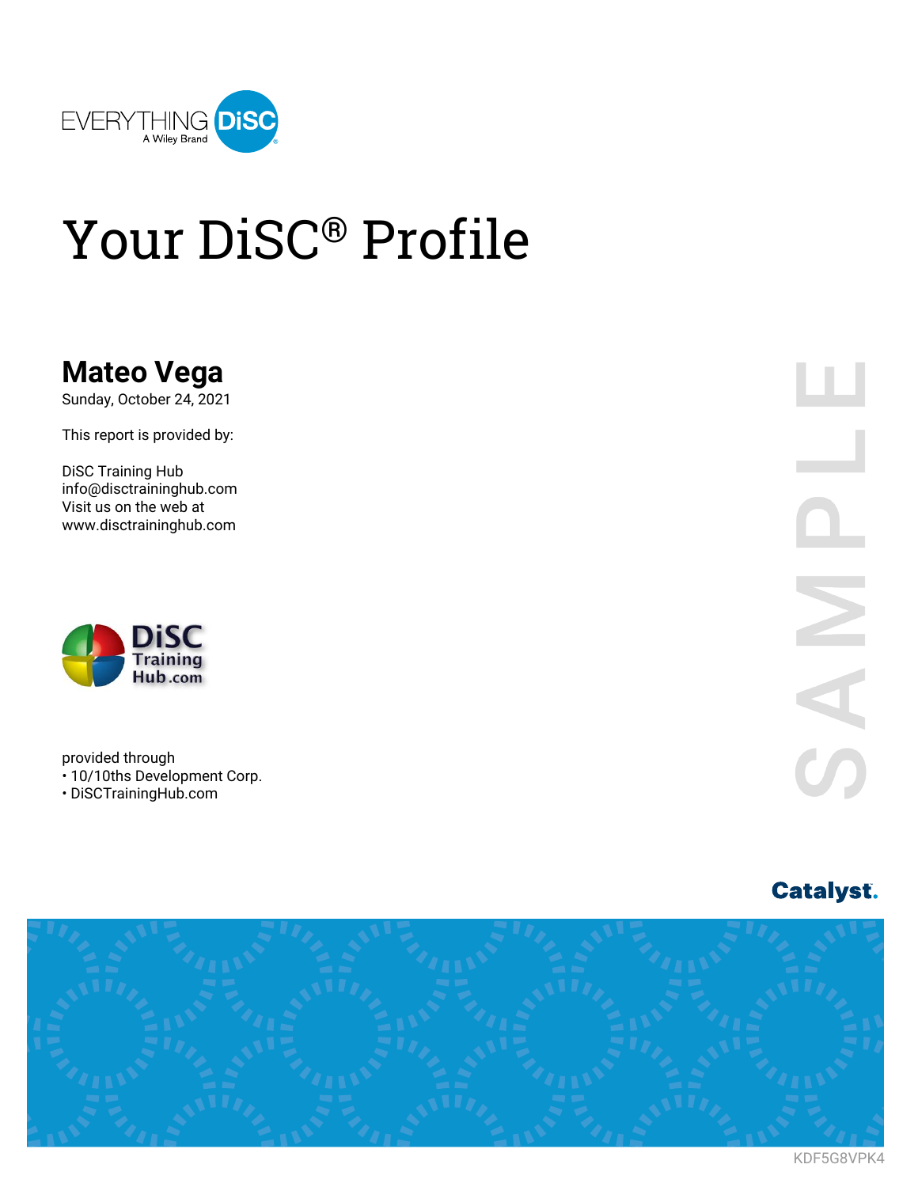EVERYTHING DiSC
A Wiley Brand

# Your DiSC® Profile

## Mateo Vega

Sunday, October 24, 2021

This report is provided by:

DiSC Training Hub
info@disctraininghub.com
Visit us on the web at
www.disctraininghub.com

DiSC Training Hub.com

provided through
• 10/10ths Development Corp.
• DiSCTrainingHub.com

SAMPLE

Catalyst.

KDF5G8VPK4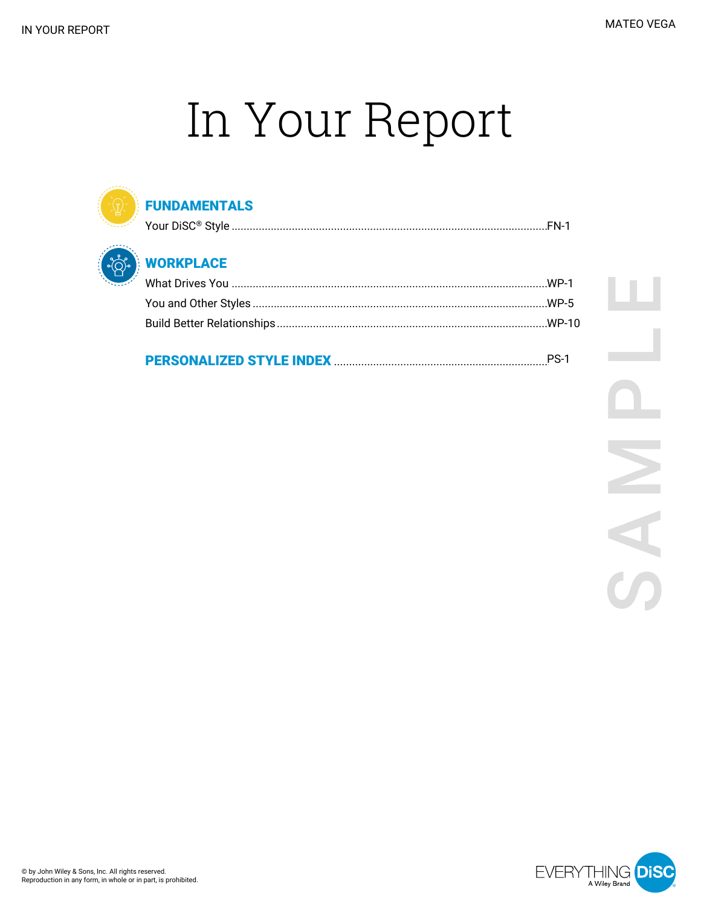# In Your Report

## FUNDAMENTALS

Your DiSC® Style ........................................ FN-1

## WORKPLACE

What Drives You ........................................ WP-1

You and Other Styles ........................................ WP-5

Build Better Relationships ........................................ WP-10

## PERSONALIZED STYLE INDEX ........................................ PS-1

SAMPLE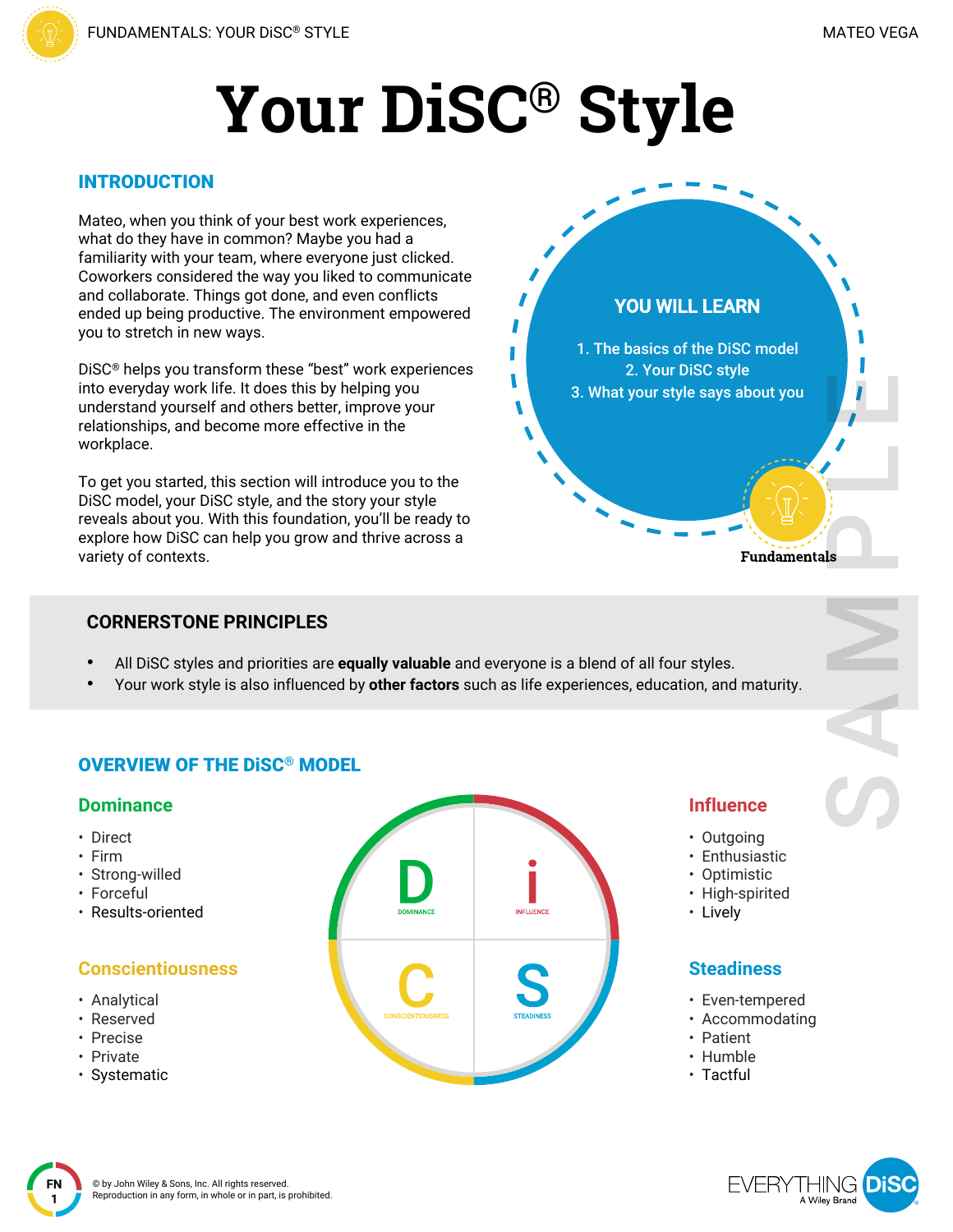# Your DiSC® Style

## INTRODUCTION

Mateo, when you think of your best work experiences, what do they have in common? Maybe you had a familiarity with your team, where everyone just clicked. Coworkers considered the way you liked to communicate and collaborate. Things got done, and even conflicts ended up being productive. The environment empowered you to stretch in new ways.

DiSC® helps you transform these "best" work experiences into everyday work life. It does this by helping you understand yourself and others better, improve your relationships, and become more effective in the workplace.

To get you started, this section will introduce you to the DiSC model, your DiSC style, and the story your style reveals about you. With this foundation, you'll be ready to explore how DiSC can help you grow and thrive across a variety of contexts.

### YOU WILL LEARN

1. The basics of the DiSC model
2. Your DiSC style
3. What your style says about you

Fundamentals

### CORNERSTONE PRINCIPLES

- All DiSC styles and priorities are **equally valuable** and everyone is a blend of all four styles.
- Your work style is also influenced by **other factors** such as life experiences, education, and maturity.

## OVERVIEW OF THE DiSC® MODEL

### Dominance

- Direct
- Firm
- Strong-willed
- Forceful
- Results-oriented

### Influence

- Outgoing
- Enthusiastic
- Optimistic
- High-spirited
- Lively

### Conscientiousness

- Analytical
- Reserved
- Precise
- Private
- Systematic

### Steadiness

- Even-tempered
- Accommodating
- Patient
- Humble
- Tactful

D DOMINANCE | i INFLUENCE | C CONSCIENTIOUSNESS | S STEADINESS

© by John Wiley & Sons, Inc. All rights reserved.
Reproduction in any form, in whole or in part, is prohibited.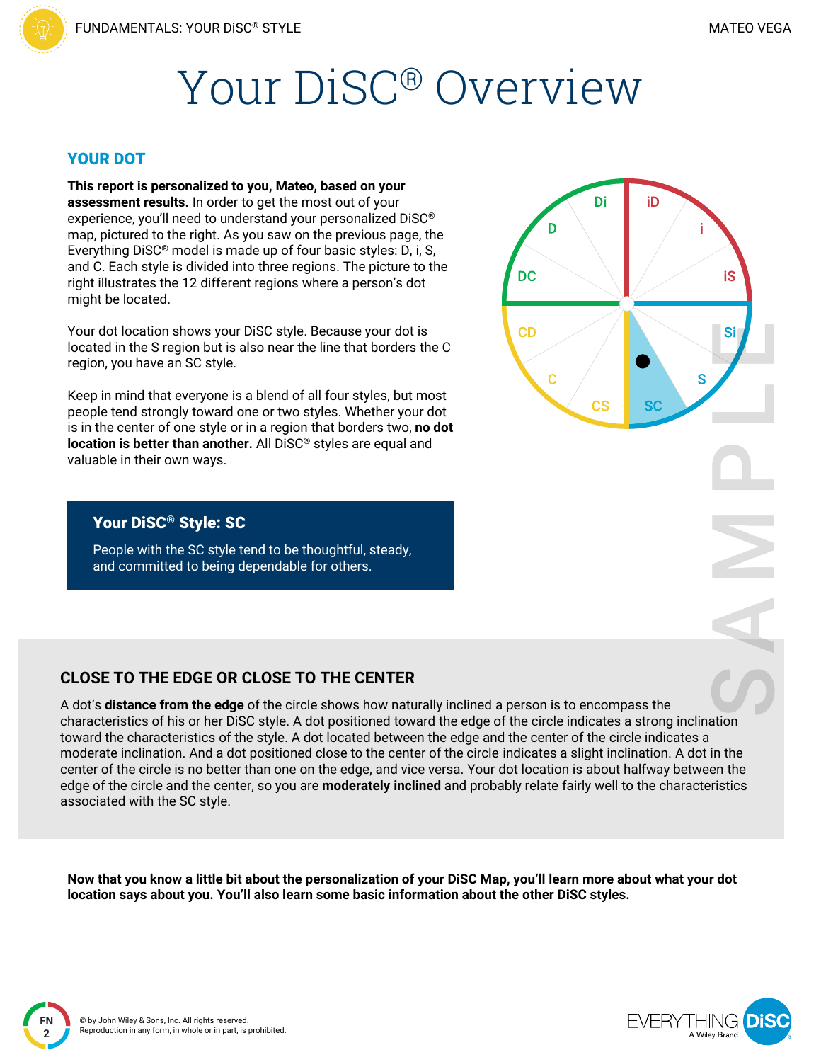# Your DiSC® Overview

## YOUR DOT

**This report is personalized to you, Mateo, based on your assessment results.** In order to get the most out of your experience, you'll need to understand your personalized DiSC® map, pictured to the right. As you saw on the previous page, the Everything DiSC® model is made up of four basic styles: D, i, S, and C. Each style is divided into three regions. The picture to the right illustrates the 12 different regions where a person's dot might be located.

Your dot location shows your DiSC style. Because your dot is located in the S region but is also near the line that borders the C region, you have an SC style.

Keep in mind that everyone is a blend of all four styles, but most people tend strongly toward one or two styles. Whether your dot is in the center of one style or in a region that borders two, **no dot location is better than another.** All DiSC® styles are equal and valuable in their own ways.

### Your DiSC® Style: SC

People with the SC style tend to be thoughtful, steady, and committed to being dependable for others.

## CLOSE TO THE EDGE OR CLOSE TO THE CENTER

A dot's **distance from the edge** of the circle shows how naturally inclined a person is to encompass the characteristics of his or her DiSC style. A dot positioned toward the edge of the circle indicates a strong inclination toward the characteristics of the style. A dot located between the edge and the center of the circle indicates a moderate inclination. And a dot positioned close to the center of the circle indicates a slight inclination. A dot in the center of the circle is no better than one on the edge, and vice versa. Your dot location is about halfway between the edge of the circle and the center, so you are **moderately inclined** and probably relate fairly well to the characteristics associated with the SC style.

**Now that you know a little bit about the personalization of your DiSC Map, you'll learn more about what your dot location says about you. You'll also learn some basic information about the other DiSC styles.**

© by John Wiley & Sons, Inc. All rights reserved.
Reproduction in any form, in whole or in part, is prohibited.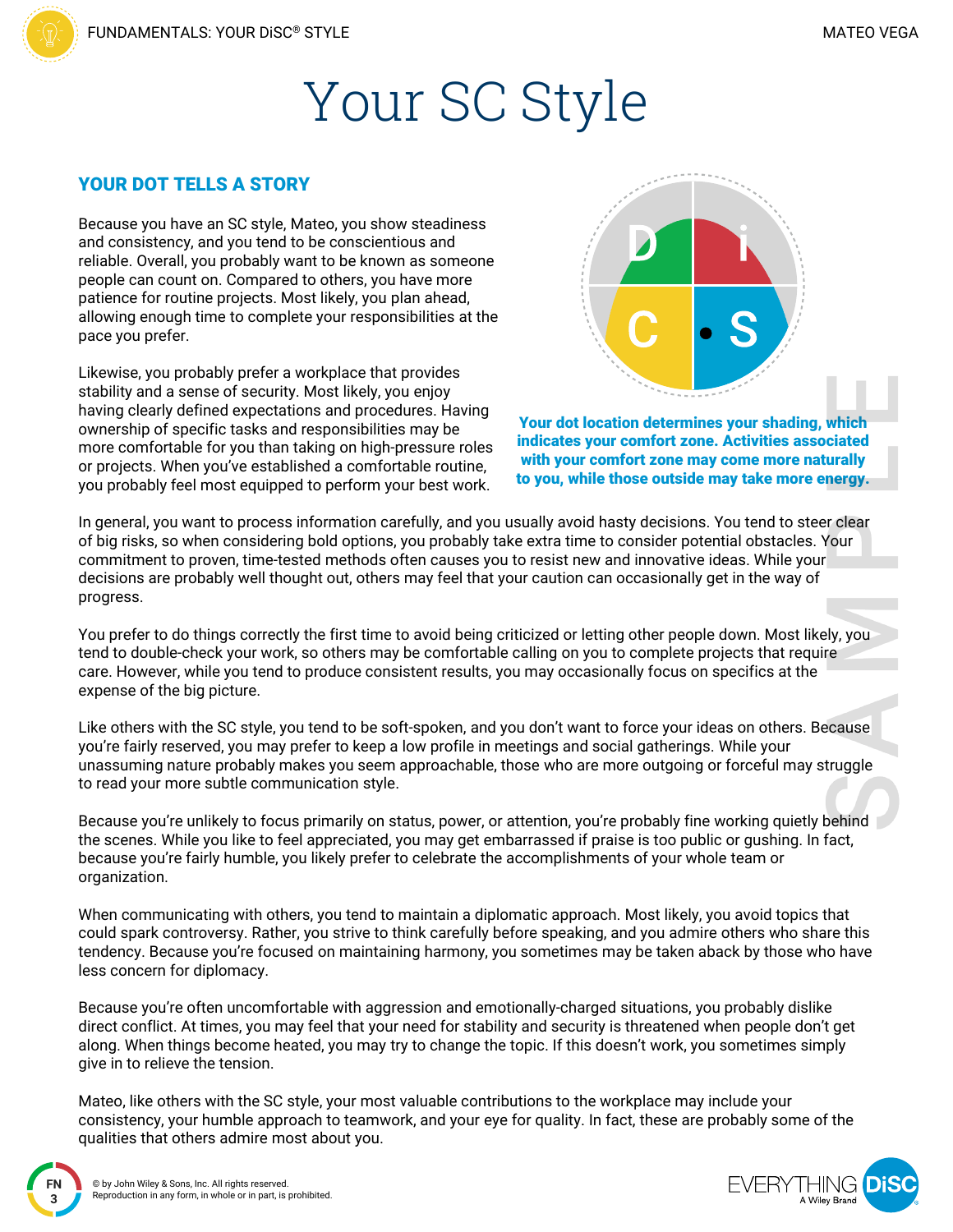# Your SC Style

## YOUR DOT TELLS A STORY

Because you have an SC style, Mateo, you show steadiness and consistency, and you tend to be conscientious and reliable. Overall, you probably want to be known as someone people can count on. Compared to others, you have more patience for routine projects. Most likely, you plan ahead, allowing enough time to complete your responsibilities at the pace you prefer.

Likewise, you probably prefer a workplace that provides stability and a sense of security. Most likely, you enjoy having clearly defined expectations and procedures. Having ownership of specific tasks and responsibilities may be more comfortable for you than taking on high-pressure roles or projects. When you've established a comfortable routine, you probably feel most equipped to perform your best work.

**Your dot location determines your shading, which indicates your comfort zone. Activities associated with your comfort zone may come more naturally to you, while those outside may take more energy.**

In general, you want to process information carefully, and you usually avoid hasty decisions. You tend to steer clear of big risks, so when considering bold options, you probably take extra time to consider potential obstacles. Your commitment to proven, time-tested methods often causes you to resist new and innovative ideas. While your decisions are probably well thought out, others may feel that your caution can occasionally get in the way of progress.

You prefer to do things correctly the first time to avoid being criticized or letting other people down. Most likely, you tend to double-check your work, so others may be comfortable calling on you to complete projects that require care. However, while you tend to produce consistent results, you may occasionally focus on specifics at the expense of the big picture.

Like others with the SC style, you tend to be soft-spoken, and you don't want to force your ideas on others. Because you're fairly reserved, you may prefer to keep a low profile in meetings and social gatherings. While your unassuming nature probably makes you seem approachable, those who are more outgoing or forceful may struggle to read your more subtle communication style.

Because you're unlikely to focus primarily on status, power, or attention, you're probably fine working quietly behind the scenes. While you like to feel appreciated, you may get embarrassed if praise is too public or gushing. In fact, because you're fairly humble, you likely prefer to celebrate the accomplishments of your whole team or organization.

When communicating with others, you tend to maintain a diplomatic approach. Most likely, you avoid topics that could spark controversy. Rather, you strive to think carefully before speaking, and you admire others who share this tendency. Because you're focused on maintaining harmony, you sometimes may be taken aback by those who have less concern for diplomacy.

Because you're often uncomfortable with aggression and emotionally-charged situations, you probably dislike direct conflict. At times, you may feel that your need for stability and security is threatened when people don't get along. When things become heated, you may try to change the topic. If this doesn't work, you sometimes simply give in to relieve the tension.

Mateo, like others with the SC style, your most valuable contributions to the workplace may include your consistency, your humble approach to teamwork, and your eye for quality. In fact, these are probably some of the qualities that others admire most about you.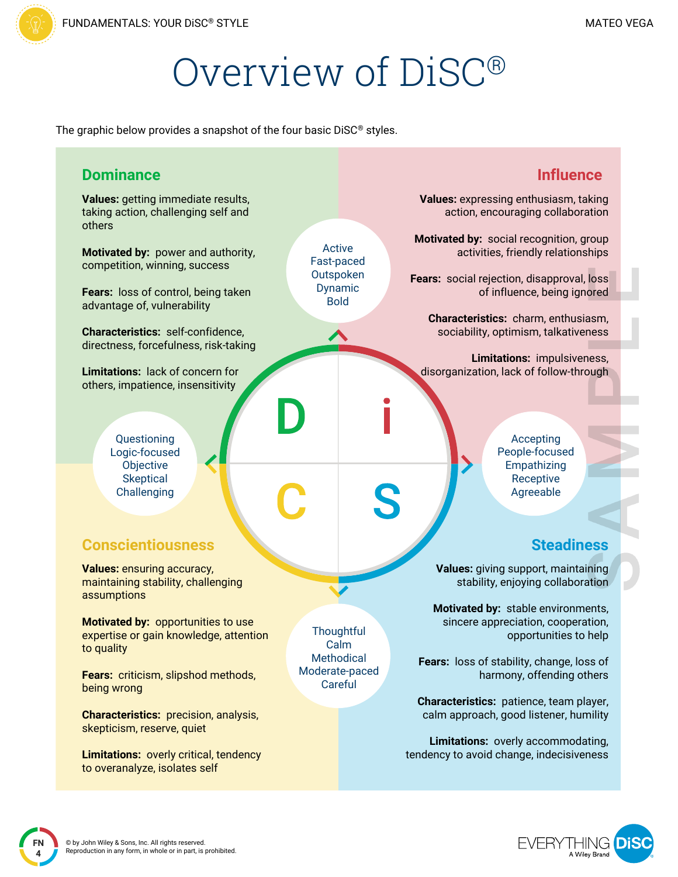# Overview of DiSC®

The graphic below provides a snapshot of the four basic DiSC® styles.

## Dominance

**Values:** getting immediate results, taking action, challenging self and others

**Motivated by:** power and authority, competition, winning, success

**Fears:** loss of control, being taken advantage of, vulnerability

**Characteristics:** self-confidence, directness, forcefulness, risk-taking

**Limitations:** lack of concern for others, impatience, insensitivity

## Influence

**Values:** expressing enthusiasm, taking action, encouraging collaboration

**Motivated by:** social recognition, group activities, friendly relationships

**Fears:** social rejection, disapproval, loss of influence, being ignored

**Characteristics:** charm, enthusiasm, sociability, optimism, talkativeness

**Limitations:** impulsiveness, disorganization, lack of follow-through

Active
Fast-paced
Outspoken
Dynamic
Bold

Questioning
Logic-focused
Objective
Skeptical
Challenging

D i C S

Accepting
People-focused
Empathizing
Receptive
Agreeable

Thoughtful
Calm
Methodical
Moderate-paced
Careful

## Conscientiousness

**Values:** ensuring accuracy, maintaining stability, challenging assumptions

**Motivated by:** opportunities to use expertise or gain knowledge, attention to quality

**Fears:** criticism, slipshod methods, being wrong

**Characteristics:** precision, analysis, skepticism, reserve, quiet

**Limitations:** overly critical, tendency to overanalyze, isolates self

## Steadiness

**Values:** giving support, maintaining stability, enjoying collaboration

**Motivated by:** stable environments, sincere appreciation, cooperation, opportunities to help

**Fears:** loss of stability, change, loss of harmony, offending others

**Characteristics:** patience, team player, calm approach, good listener, humility

**Limitations:** overly accommodating, tendency to avoid change, indecisiveness

SAMPLE

© by John Wiley & Sons, Inc. All rights reserved.
Reproduction in any form, in whole or in part, is prohibited.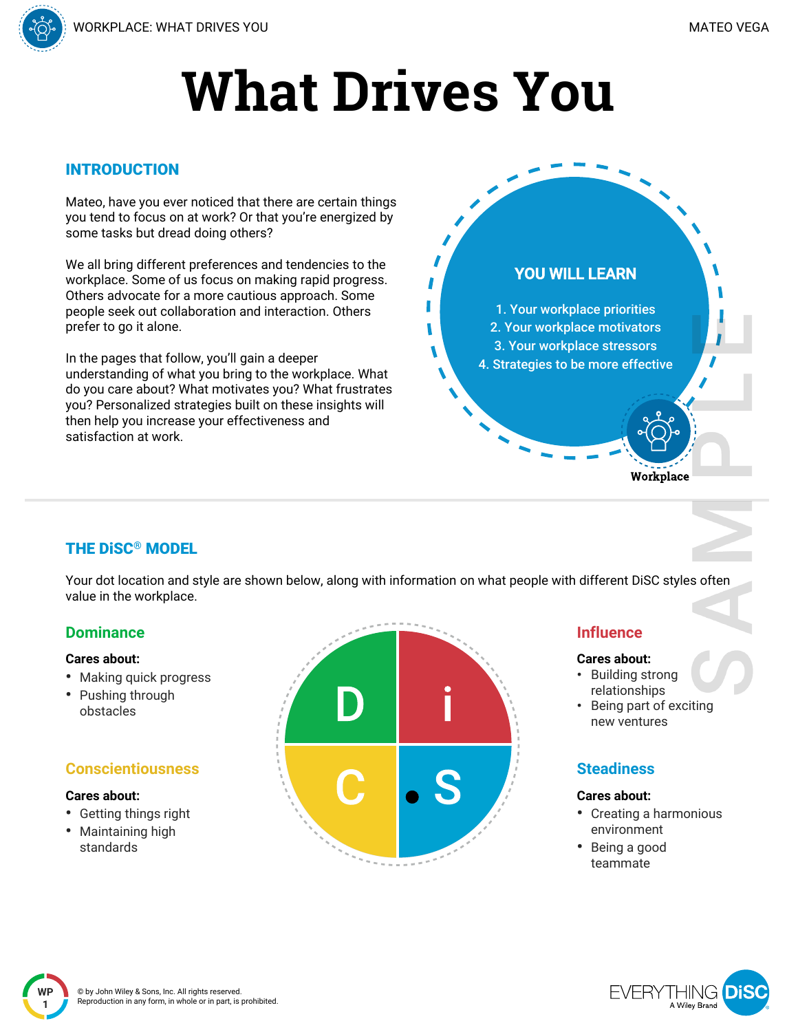# What Drives You

## INTRODUCTION

Mateo, have you ever noticed that there are certain things you tend to focus on at work? Or that you're energized by some tasks but dread doing others?

We all bring different preferences and tendencies to the workplace. Some of us focus on making rapid progress. Others advocate for a more cautious approach. Some people seek out collaboration and interaction. Others prefer to go it alone.

In the pages that follow, you'll gain a deeper understanding of what you bring to the workplace. What do you care about? What motivates you? What frustrates you? Personalized strategies built on these insights will then help you increase your effectiveness and satisfaction at work.

### YOU WILL LEARN

1. Your workplace priorities
2. Your workplace motivators
3. Your workplace stressors
4. Strategies to be more effective

Workplace

## THE DiSC® MODEL

Your dot location and style are shown below, along with information on what people with different DiSC styles often value in the workplace.

### Dominance

**Cares about:**

- Making quick progress
- Pushing through obstacles

### Influence

**Cares about:**

- Building strong relationships
- Being part of exciting new ventures

### Conscientiousness

**Cares about:**

- Getting things right
- Maintaining high standards

### Steadiness

**Cares about:**

- Creating a harmonious environment
- Being a good teammate

© by John Wiley & Sons, Inc. All rights reserved.
Reproduction in any form, in whole or in part, is prohibited.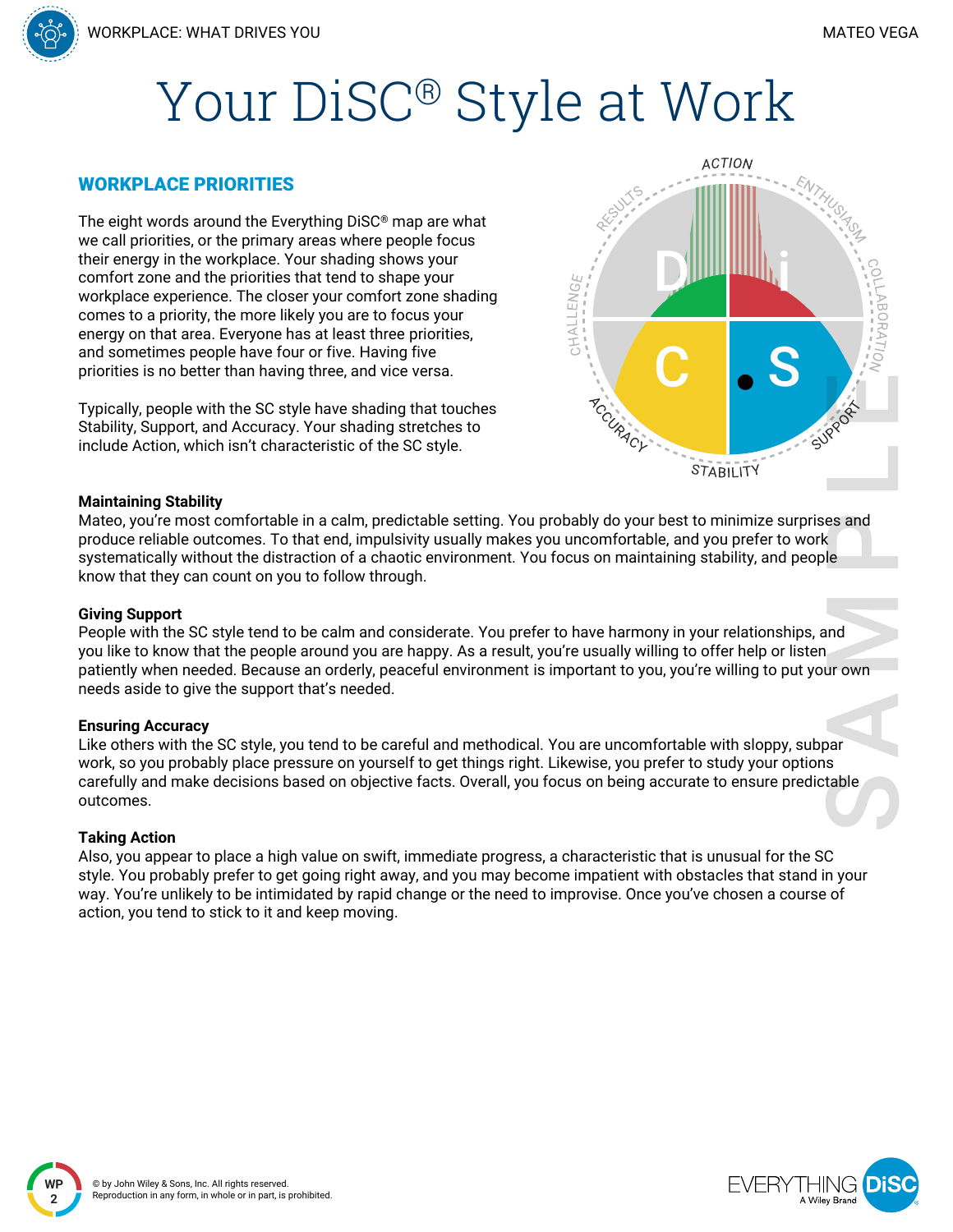# Your DiSC® Style at Work

## WORKPLACE PRIORITIES

The eight words around the Everything DiSC® map are what we call priorities, or the primary areas where people focus their energy in the workplace. Your shading shows your comfort zone and the priorities that tend to shape your workplace experience. The closer your comfort zone shading comes to a priority, the more likely you are to focus your energy on that area. Everyone has at least three priorities, and sometimes people have four or five. Having five priorities is no better than having three, and vice versa.

Typically, people with the SC style have shading that touches Stability, Support, and Accuracy. Your shading stretches to include Action, which isn't characteristic of the SC style.

**Maintaining Stability**
Mateo, you're most comfortable in a calm, predictable setting. You probably do your best to minimize surprises and produce reliable outcomes. To that end, impulsivity usually makes you uncomfortable, and you prefer to work systematically without the distraction of a chaotic environment. You focus on maintaining stability, and people know that they can count on you to follow through.

**Giving Support**
People with the SC style tend to be calm and considerate. You prefer to have harmony in your relationships, and you like to know that the people around you are happy. As a result, you're usually willing to offer help or listen patiently when needed. Because an orderly, peaceful environment is important to you, you're willing to put your own needs aside to give the support that's needed.

**Ensuring Accuracy**
Like others with the SC style, you tend to be careful and methodical. You are uncomfortable with sloppy, subpar work, so you probably place pressure on yourself to get things right. Likewise, you prefer to study your options carefully and make decisions based on objective facts. Overall, you focus on being accurate to ensure predictable outcomes.

**Taking Action**
Also, you appear to place a high value on swift, immediate progress, a characteristic that is unusual for the SC style. You probably prefer to get going right away, and you may become impatient with obstacles that stand in your way. You're unlikely to be intimidated by rapid change or the need to improvise. Once you've chosen a course of action, you tend to stick to it and keep moving.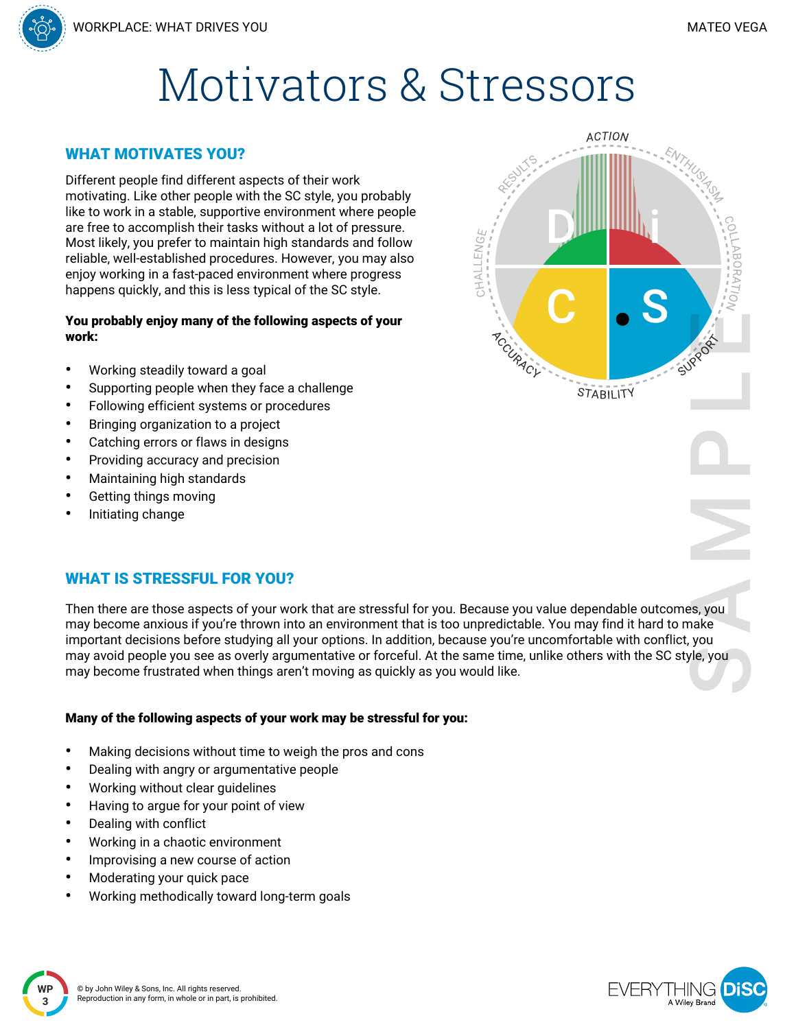# Motivators & Stressors

## WHAT MOTIVATES YOU?

Different people find different aspects of their work motivating. Like other people with the SC style, you probably like to work in a stable, supportive environment where people are free to accomplish their tasks without a lot of pressure. Most likely, you prefer to maintain high standards and follow reliable, well-established procedures. However, you may also enjoy working in a fast-paced environment where progress happens quickly, and this is less typical of the SC style.

**You probably enjoy many of the following aspects of your work:**

- Working steadily toward a goal
- Supporting people when they face a challenge
- Following efficient systems or procedures
- Bringing organization to a project
- Catching errors or flaws in designs
- Providing accuracy and precision
- Maintaining high standards
- Getting things moving
- Initiating change

## WHAT IS STRESSFUL FOR YOU?

Then there are those aspects of your work that are stressful for you. Because you value dependable outcomes, you may become anxious if you're thrown into an environment that is too unpredictable. You may find it hard to make important decisions before studying all your options. In addition, because you're uncomfortable with conflict, you may avoid people you see as overly argumentative or forceful. At the same time, unlike others with the SC style, you may become frustrated when things aren't moving as quickly as you would like.

**Many of the following aspects of your work may be stressful for you:**

- Making decisions without time to weigh the pros and cons
- Dealing with angry or argumentative people
- Working without clear guidelines
- Having to argue for your point of view
- Dealing with conflict
- Working in a chaotic environment
- Improvising a new course of action
- Moderating your quick pace
- Working methodically toward long-term goals

© by John Wiley & Sons, Inc. All rights reserved. Reproduction in any form, in whole or in part, is prohibited.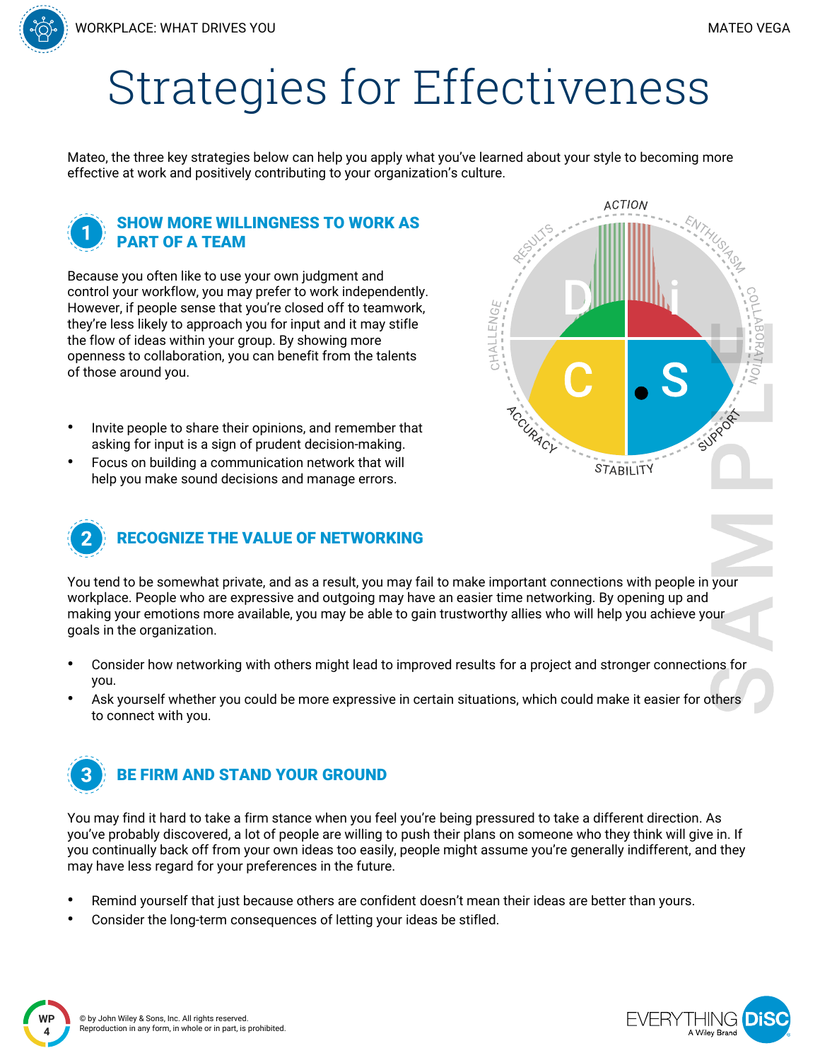# Strategies for Effectiveness

Mateo, the three key strategies below can help you apply what you've learned about your style to becoming more effective at work and positively contributing to your organization's culture.

## 1 SHOW MORE WILLINGNESS TO WORK AS PART OF A TEAM

Because you often like to use your own judgment and control your workflow, you may prefer to work independently. However, if people sense that you're closed off to teamwork, they're less likely to approach you for input and it may stifle the flow of ideas within your group. By showing more openness to collaboration, you can benefit from the talents of those around you.

- Invite people to share their opinions, and remember that asking for input is a sign of prudent decision-making.
- Focus on building a communication network that will help you make sound decisions and manage errors.

## 2 RECOGNIZE THE VALUE OF NETWORKING

You tend to be somewhat private, and as a result, you may fail to make important connections with people in your workplace. People who are expressive and outgoing may have an easier time networking. By opening up and making your emotions more available, you may be able to gain trustworthy allies who will help you achieve your goals in the organization.

- Consider how networking with others might lead to improved results for a project and stronger connections for you.
- Ask yourself whether you could be more expressive in certain situations, which could make it easier for others to connect with you.

## 3 BE FIRM AND STAND YOUR GROUND

You may find it hard to take a firm stance when you feel you're being pressured to take a different direction. As you've probably discovered, a lot of people are willing to push their plans on someone who they think will give in. If you continually back off from your own ideas too easily, people might assume you're generally indifferent, and they may have less regard for your preferences in the future.

- Remind yourself that just because others are confident doesn't mean their ideas are better than yours.
- Consider the long-term consequences of letting your ideas be stifled.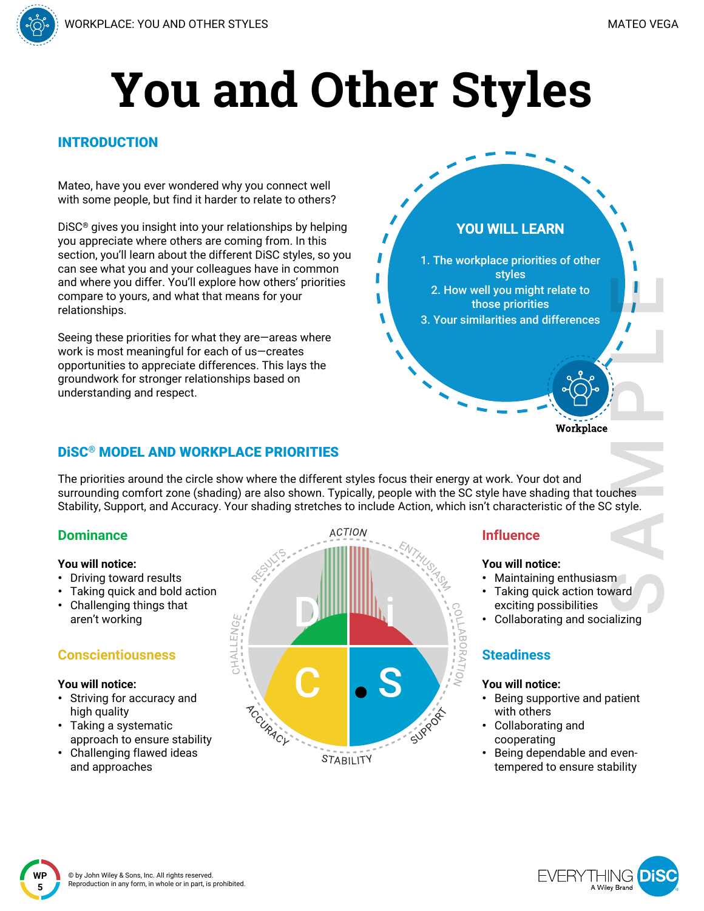# You and Other Styles

## INTRODUCTION

Mateo, have you ever wondered why you connect well with some people, but find it harder to relate to others?

DiSC® gives you insight into your relationships by helping you appreciate where others are coming from. In this section, you'll learn about the different DiSC styles, so you can see what you and your colleagues have in common and where you differ. You'll explore how others' priorities compare to yours, and what that means for your relationships.

Seeing these priorities for what they are—areas where work is most meaningful for each of us—creates opportunities to appreciate differences. This lays the groundwork for stronger relationships based on understanding and respect.

### YOU WILL LEARN

1. The workplace priorities of other styles
2. How well you might relate to those priorities
3. Your similarities and differences

Workplace

## DiSC® MODEL AND WORKPLACE PRIORITIES

The priorities around the circle show where the different styles focus their energy at work. Your dot and surrounding comfort zone (shading) are also shown. Typically, people with the SC style have shading that touches Stability, Support, and Accuracy. Your shading stretches to include Action, which isn't characteristic of the SC style.

### Dominance

**You will notice:**

- Driving toward results
- Taking quick and bold action
- Challenging things that aren't working

### Influence

**You will notice:**

- Maintaining enthusiasm
- Taking quick action toward exciting possibilities
- Collaborating and socializing

### Conscientiousness

**You will notice:**

- Striving for accuracy and high quality
- Taking a systematic approach to ensure stability
- Challenging flawed ideas and approaches

### Steadiness

**You will notice:**

- Being supportive and patient with others
- Collaborating and cooperating
- Being dependable and even-tempered to ensure stability

© by John Wiley & Sons, Inc. All rights reserved.
Reproduction in any form, in whole or in part, is prohibited.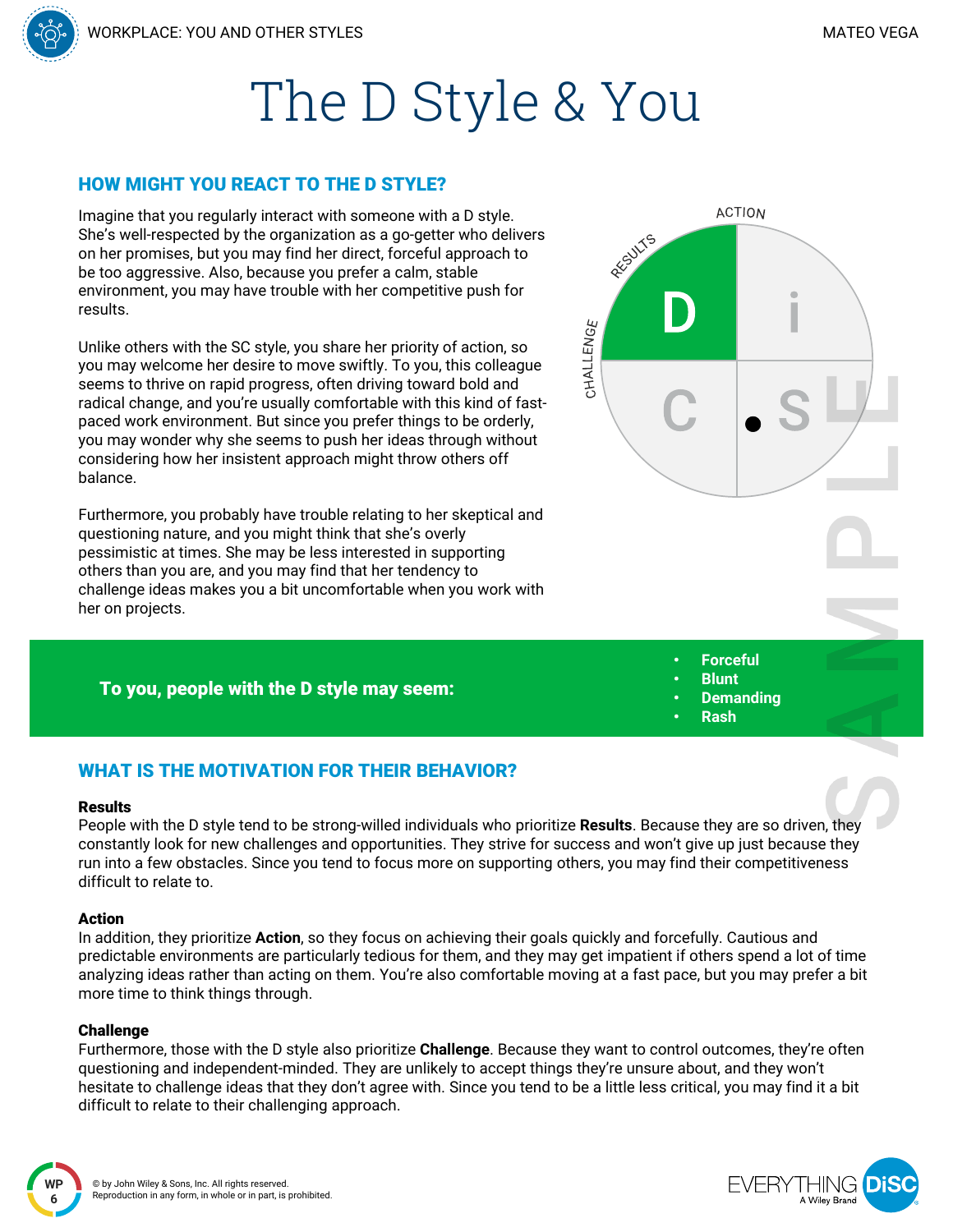# The D Style & You

## HOW MIGHT YOU REACT TO THE D STYLE?

Imagine that you regularly interact with someone with a D style. She's well-respected by the organization as a go-getter who delivers on her promises, but you may find her direct, forceful approach to be too aggressive. Also, because you prefer a calm, stable environment, you may have trouble with her competitive push for results.

Unlike others with the SC style, you share her priority of action, so you may welcome her desire to move swiftly. To you, this colleague seems to thrive on rapid progress, often driving toward bold and radical change, and you're usually comfortable with this kind of fast-paced work environment. But since you prefer things to be orderly, you may wonder why she seems to push her ideas through without considering how her insistent approach might throw others off balance.

Furthermore, you probably have trouble relating to her skeptical and questioning nature, and you might think that she's overly pessimistic at times. She may be less interested in supporting others than you are, and you may find that her tendency to challenge ideas makes you a bit uncomfortable when you work with her on projects.

**To you, people with the D style may seem:**

- **Forceful**
- **Blunt**
- **Demanding**
- **Rash**

## WHAT IS THE MOTIVATION FOR THEIR BEHAVIOR?

### Results

People with the D style tend to be strong-willed individuals who prioritize **Results**. Because they are so driven, they constantly look for new challenges and opportunities. They strive for success and won't give up just because they run into a few obstacles. Since you tend to focus more on supporting others, you may find their competitiveness difficult to relate to.

### Action

In addition, they prioritize **Action**, so they focus on achieving their goals quickly and forcefully. Cautious and predictable environments are particularly tedious for them, and they may get impatient if others spend a lot of time analyzing ideas rather than acting on them. You're also comfortable moving at a fast pace, but you may prefer a bit more time to think things through.

### Challenge

Furthermore, those with the D style also prioritize **Challenge**. Because they want to control outcomes, they're often questioning and independent-minded. They are unlikely to accept things they're unsure about, and they won't hesitate to challenge ideas that they don't agree with. Since you tend to be a little less critical, you may find it a bit difficult to relate to their challenging approach.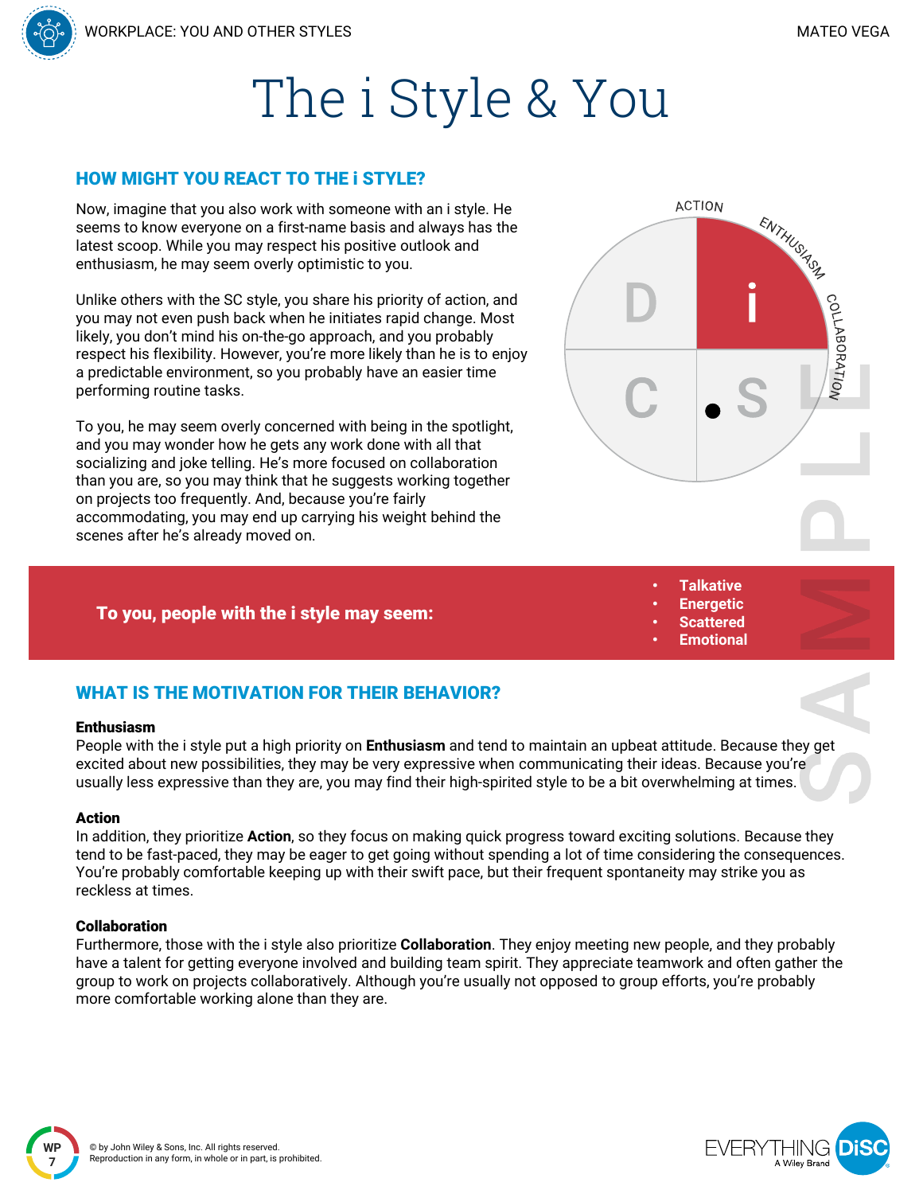# The i Style & You

## HOW MIGHT YOU REACT TO THE i STYLE?

Now, imagine that you also work with someone with an i style. He seems to know everyone on a first-name basis and always has the latest scoop. While you may respect his positive outlook and enthusiasm, he may seem overly optimistic to you.

Unlike others with the SC style, you share his priority of action, and you may not even push back when he initiates rapid change. Most likely, you don't mind his on-the-go approach, and you probably respect his flexibility. However, you're more likely than he is to enjoy a predictable environment, so you probably have an easier time performing routine tasks.

To you, he may seem overly concerned with being in the spotlight, and you may wonder how he gets any work done with all that socializing and joke telling. He's more focused on collaboration than you are, so you may think that he suggests working together on projects too frequently. And, because you're fairly accommodating, you may end up carrying his weight behind the scenes after he's already moved on.

**To you, people with the i style may seem:**

- Talkative
- Energetic
- Scattered
- Emotional

## WHAT IS THE MOTIVATION FOR THEIR BEHAVIOR?

**Enthusiasm**

People with the i style put a high priority on **Enthusiasm** and tend to maintain an upbeat attitude. Because they get excited about new possibilities, they may be very expressive when communicating their ideas. Because you're usually less expressive than they are, you may find their high-spirited style to be a bit overwhelming at times.

**Action**

In addition, they prioritize **Action**, so they focus on making quick progress toward exciting solutions. Because they tend to be fast-paced, they may be eager to get going without spending a lot of time considering the consequences. You're probably comfortable keeping up with their swift pace, but their frequent spontaneity may strike you as reckless at times.

**Collaboration**

Furthermore, those with the i style also prioritize **Collaboration**. They enjoy meeting new people, and they probably have a talent for getting everyone involved and building team spirit. They appreciate teamwork and often gather the group to work on projects collaboratively. Although you're usually not opposed to group efforts, you're probably more comfortable working alone than they are.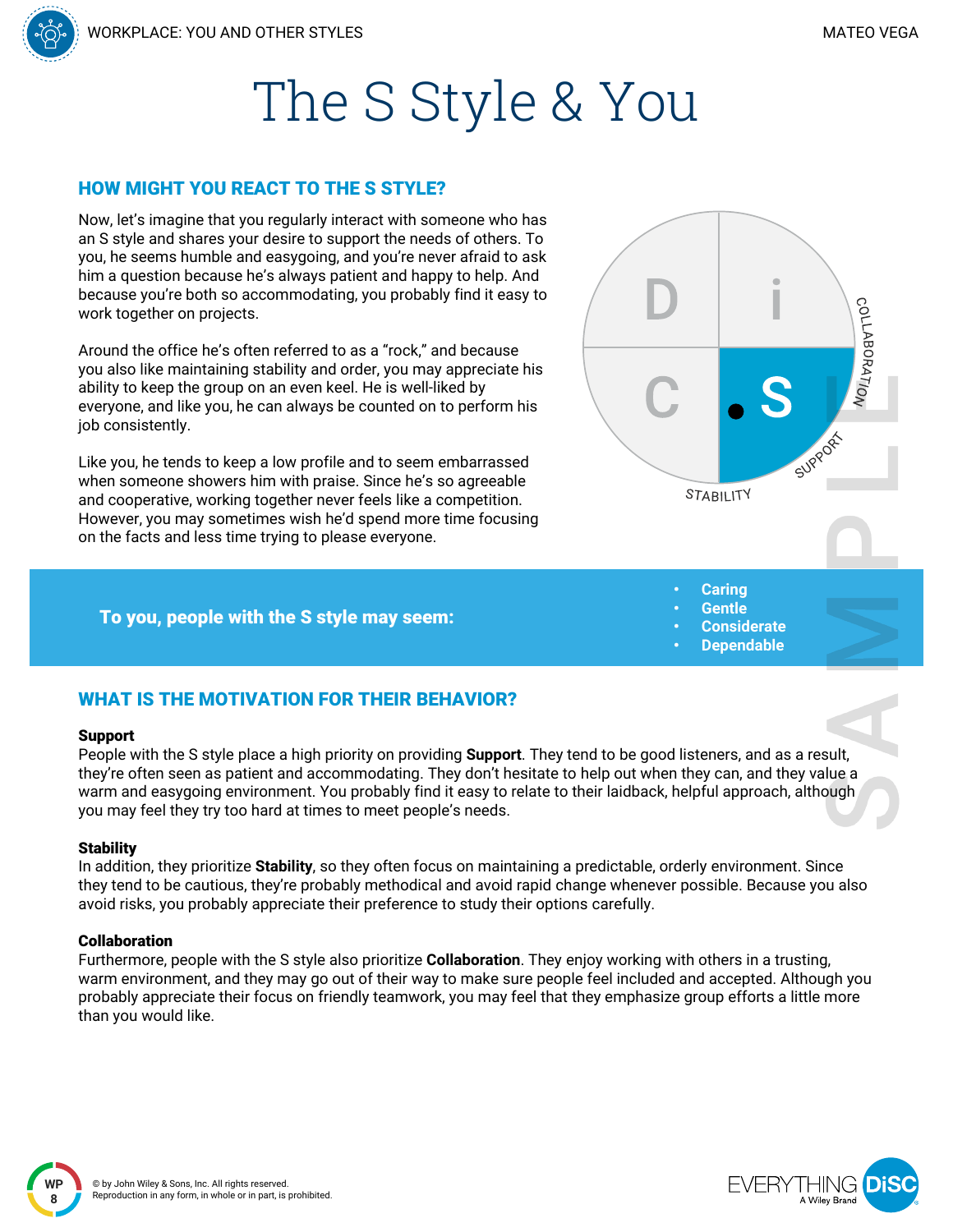# The S Style & You

## HOW MIGHT YOU REACT TO THE S STYLE?

Now, let's imagine that you regularly interact with someone who has an S style and shares your desire to support the needs of others. To you, he seems humble and easygoing, and you're never afraid to ask him a question because he's always patient and happy to help. And because you're both so accommodating, you probably find it easy to work together on projects.

Around the office he's often referred to as a "rock," and because you also like maintaining stability and order, you may appreciate his ability to keep the group on an even keel. He is well-liked by everyone, and like you, he can always be counted on to perform his job consistently.

Like you, he tends to keep a low profile and to seem embarrassed when someone showers him with praise. Since he's so agreeable and cooperative, working together never feels like a competition. However, you may sometimes wish he'd spend more time focusing on the facts and less time trying to please everyone.

**To you, people with the S style may seem:**

- **Caring**
- **Gentle**
- **Considerate**
- **Dependable**

## WHAT IS THE MOTIVATION FOR THEIR BEHAVIOR?

**Support**
People with the S style place a high priority on providing **Support**. They tend to be good listeners, and as a result, they're often seen as patient and accommodating. They don't hesitate to help out when they can, and they value a warm and easygoing environment. You probably find it easy to relate to their laidback, helpful approach, although you may feel they try too hard at times to meet people's needs.

**Stability**
In addition, they prioritize **Stability**, so they often focus on maintaining a predictable, orderly environment. Since they tend to be cautious, they're probably methodical and avoid rapid change whenever possible. Because you also avoid risks, you probably appreciate their preference to study their options carefully.

**Collaboration**
Furthermore, people with the S style also prioritize **Collaboration**. They enjoy working with others in a trusting, warm environment, and they may go out of their way to make sure people feel included and accepted. Although you probably appreciate their focus on friendly teamwork, you may feel that they emphasize group efforts a little more than you would like.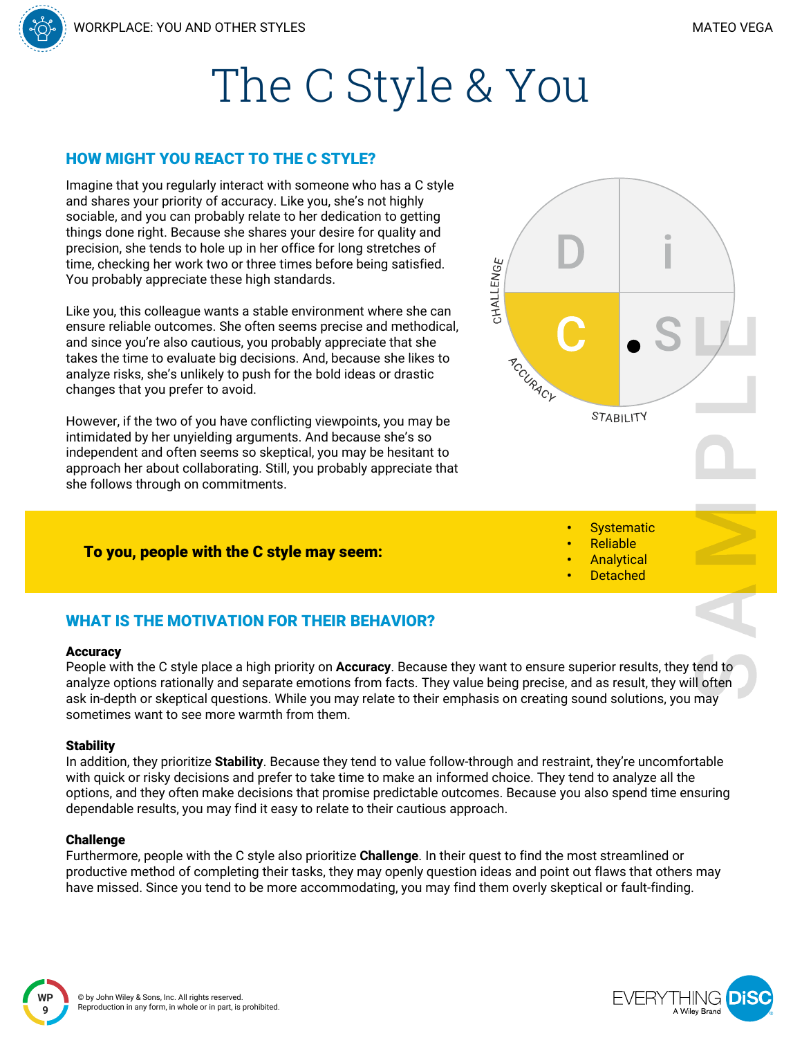# The C Style & You

## HOW MIGHT YOU REACT TO THE C STYLE?

Imagine that you regularly interact with someone who has a C style and shares your priority of accuracy. Like you, she's not highly sociable, and you can probably relate to her dedication to getting things done right. Because she shares your desire for quality and precision, she tends to hole up in her office for long stretches of time, checking her work two or three times before being satisfied. You probably appreciate these high standards.

Like you, this colleague wants a stable environment where she can ensure reliable outcomes. She often seems precise and methodical, and since you're also cautious, you probably appreciate that she takes the time to evaluate big decisions. And, because she likes to analyze risks, she's unlikely to push for the bold ideas or drastic changes that you prefer to avoid.

However, if the two of you have conflicting viewpoints, you may be intimidated by her unyielding arguments. And because she's so independent and often seems so skeptical, you may be hesitant to approach her about collaborating. Still, you probably appreciate that she follows through on commitments.

**To you, people with the C style may seem:**

- Systematic
- Reliable
- Analytical
- Detached

## WHAT IS THE MOTIVATION FOR THEIR BEHAVIOR?

**Accuracy**
People with the C style place a high priority on **Accuracy**. Because they want to ensure superior results, they tend to analyze options rationally and separate emotions from facts. They value being precise, and as result, they will often ask in-depth or skeptical questions. While you may relate to their emphasis on creating sound solutions, you may sometimes want to see more warmth from them.

**Stability**
In addition, they prioritize **Stability**. Because they tend to value follow-through and restraint, they're uncomfortable with quick or risky decisions and prefer to take time to make an informed choice. They tend to analyze all the options, and they often make decisions that promise predictable outcomes. Because you also spend time ensuring dependable results, you may find it easy to relate to their cautious approach.

**Challenge**
Furthermore, people with the C style also prioritize **Challenge**. In their quest to find the most streamlined or productive method of completing their tasks, they may openly question ideas and point out flaws that others may have missed. Since you tend to be more accommodating, you may find them overly skeptical or fault-finding.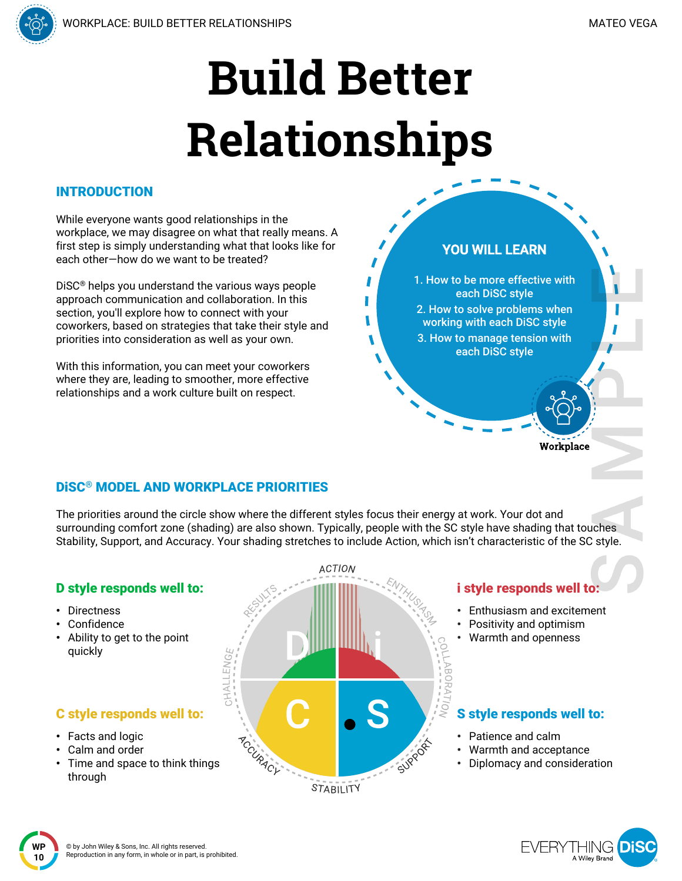# Build Better Relationships

## INTRODUCTION

While everyone wants good relationships in the workplace, we may disagree on what that really means. A first step is simply understanding what that looks like for each other—how do we want to be treated?

DiSC® helps you understand the various ways people approach communication and collaboration. In this section, you'll explore how to connect with your coworkers, based on strategies that take their style and priorities into consideration as well as your own.

With this information, you can meet your coworkers where they are, leading to smoother, more effective relationships and a work culture built on respect.

### YOU WILL LEARN

1. How to be more effective with each DiSC style
2. How to solve problems when working with each DiSC style
3. How to manage tension with each DiSC style

Workplace

## DiSC® MODEL AND WORKPLACE PRIORITIES

The priorities around the circle show where the different styles focus their energy at work. Your dot and surrounding comfort zone (shading) are also shown. Typically, people with the SC style have shading that touches Stability, Support, and Accuracy. Your shading stretches to include Action, which isn't characteristic of the SC style.

### D style responds well to:

- Directness
- Confidence
- Ability to get to the point quickly

### i style responds well to:

- Enthusiasm and excitement
- Positivity and optimism
- Warmth and openness

### C style responds well to:

- Facts and logic
- Calm and order
- Time and space to think things through

### S style responds well to:

- Patience and calm
- Warmth and acceptance
- Diplomacy and consideration

© by John Wiley & Sons, Inc. All rights reserved.
Reproduction in any form, in whole or in part, is prohibited.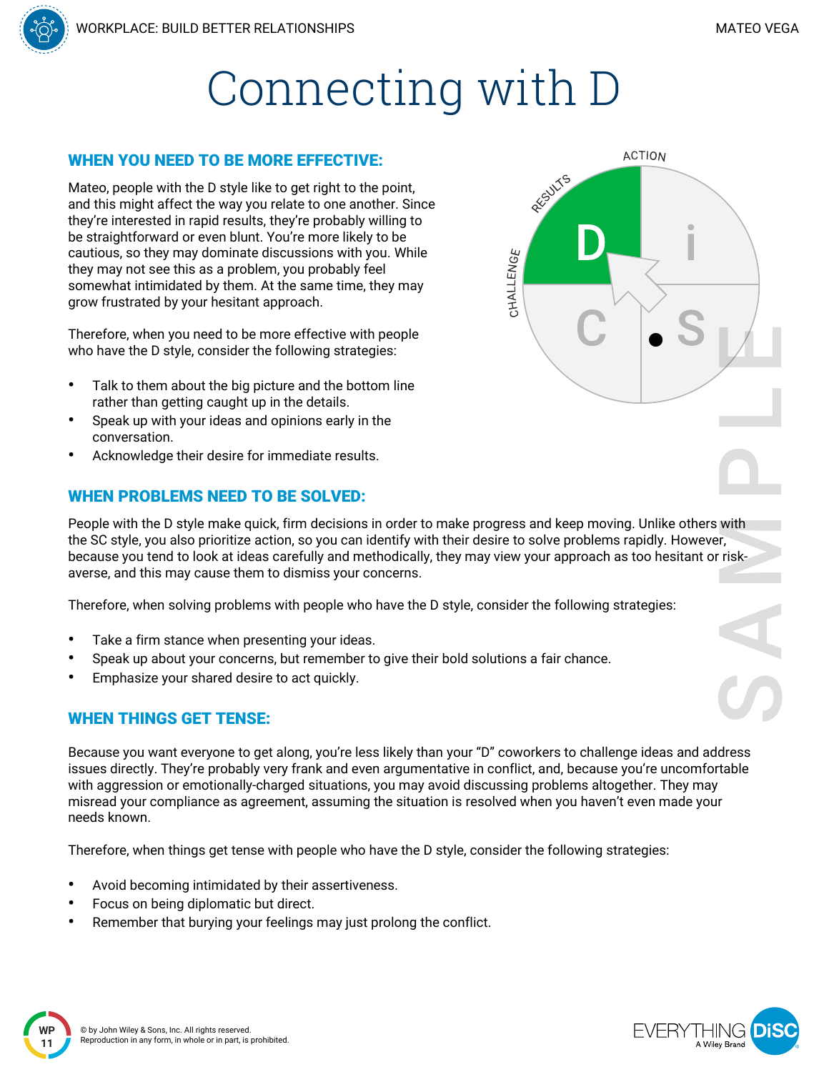# Connecting with D

## WHEN YOU NEED TO BE MORE EFFECTIVE:

Mateo, people with the D style like to get right to the point, and this might affect the way you relate to one another. Since they're interested in rapid results, they're probably willing to be straightforward or even blunt. You're more likely to be cautious, so they may dominate discussions with you. While they may not see this as a problem, you probably feel somewhat intimidated by them. At the same time, they may grow frustrated by your hesitant approach.

Therefore, when you need to be more effective with people who have the D style, consider the following strategies:

- Talk to them about the big picture and the bottom line rather than getting caught up in the details.
- Speak up with your ideas and opinions early in the conversation.
- Acknowledge their desire for immediate results.

## WHEN PROBLEMS NEED TO BE SOLVED:

People with the D style make quick, firm decisions in order to make progress and keep moving. Unlike others with the SC style, you also prioritize action, so you can identify with their desire to solve problems rapidly. However, because you tend to look at ideas carefully and methodically, they may view your approach as too hesitant or risk-averse, and this may cause them to dismiss your concerns.

Therefore, when solving problems with people who have the D style, consider the following strategies:

- Take a firm stance when presenting your ideas.
- Speak up about your concerns, but remember to give their bold solutions a fair chance.
- Emphasize your shared desire to act quickly.

## WHEN THINGS GET TENSE:

Because you want everyone to get along, you're less likely than your "D" coworkers to challenge ideas and address issues directly. They're probably very frank and even argumentative in conflict, and, because you're uncomfortable with aggression or emotionally-charged situations, you may avoid discussing problems altogether. They may misread your compliance as agreement, assuming the situation is resolved when you haven't even made your needs known.

Therefore, when things get tense with people who have the D style, consider the following strategies:

- Avoid becoming intimidated by their assertiveness.
- Focus on being diplomatic but direct.
- Remember that burying your feelings may just prolong the conflict.

© by John Wiley & Sons, Inc. All rights reserved.
Reproduction in any form, in whole or in part, is prohibited.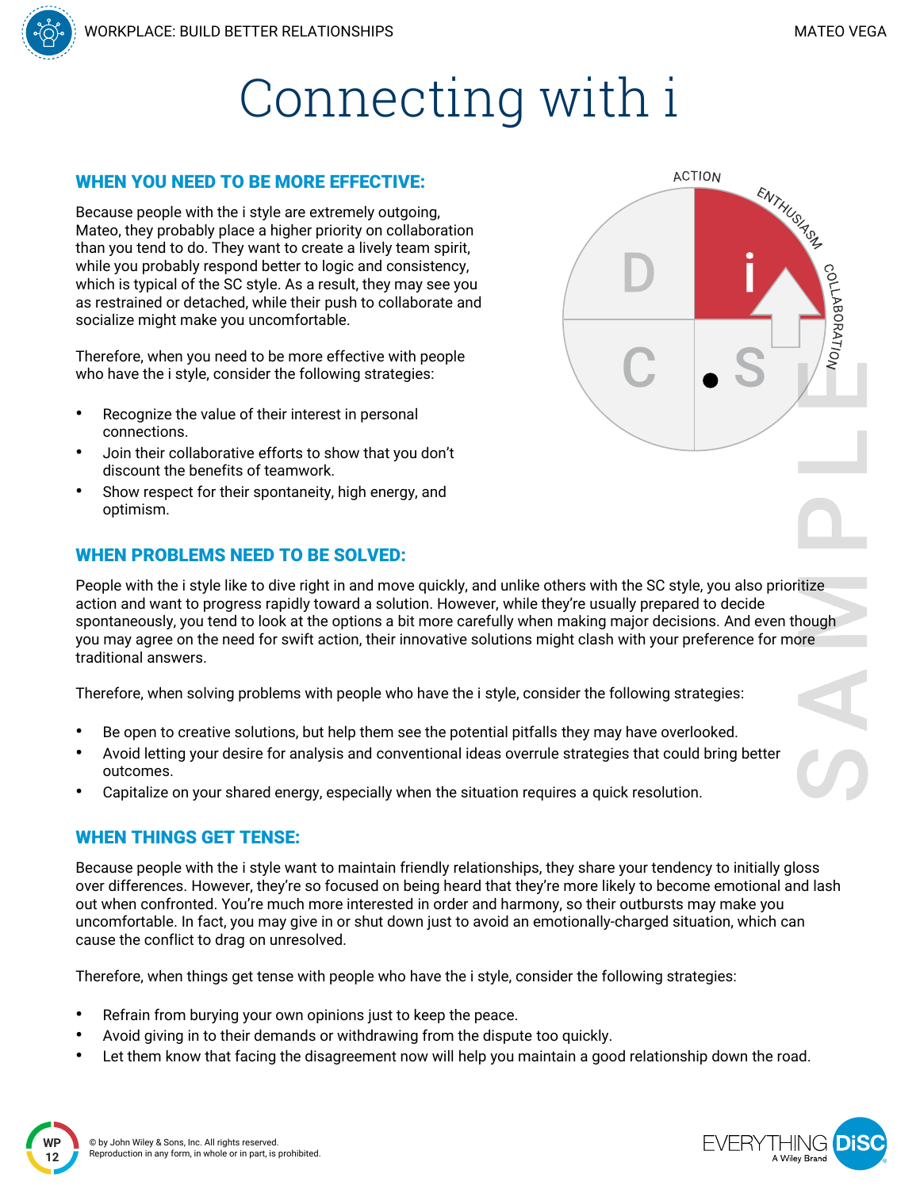# Connecting with i

## WHEN YOU NEED TO BE MORE EFFECTIVE:

Because people with the i style are extremely outgoing, Mateo, they probably place a higher priority on collaboration than you tend to do. They want to create a lively team spirit, while you probably respond better to logic and consistency, which is typical of the SC style. As a result, they may see you as restrained or detached, while their push to collaborate and socialize might make you uncomfortable.

Therefore, when you need to be more effective with people who have the i style, consider the following strategies:

- Recognize the value of their interest in personal connections.
- Join their collaborative efforts to show that you don't discount the benefits of teamwork.
- Show respect for their spontaneity, high energy, and optimism.

## WHEN PROBLEMS NEED TO BE SOLVED:

People with the i style like to dive right in and move quickly, and unlike others with the SC style, you also prioritize action and want to progress rapidly toward a solution. However, while they're usually prepared to decide spontaneously, you tend to look at the options a bit more carefully when making major decisions. And even though you may agree on the need for swift action, their innovative solutions might clash with your preference for more traditional answers.

Therefore, when solving problems with people who have the i style, consider the following strategies:

- Be open to creative solutions, but help them see the potential pitfalls they may have overlooked.
- Avoid letting your desire for analysis and conventional ideas overrule strategies that could bring better outcomes.
- Capitalize on your shared energy, especially when the situation requires a quick resolution.

## WHEN THINGS GET TENSE:

Because people with the i style want to maintain friendly relationships, they share your tendency to initially gloss over differences. However, they're so focused on being heard that they're more likely to become emotional and lash out when confronted. You're much more interested in order and harmony, so their outbursts may make you uncomfortable. In fact, you may give in or shut down just to avoid an emotionally-charged situation, which can cause the conflict to drag on unresolved.

Therefore, when things get tense with people who have the i style, consider the following strategies:

- Refrain from burying your own opinions just to keep the peace.
- Avoid giving in to their demands or withdrawing from the dispute too quickly.
- Let them know that facing the disagreement now will help you maintain a good relationship down the road.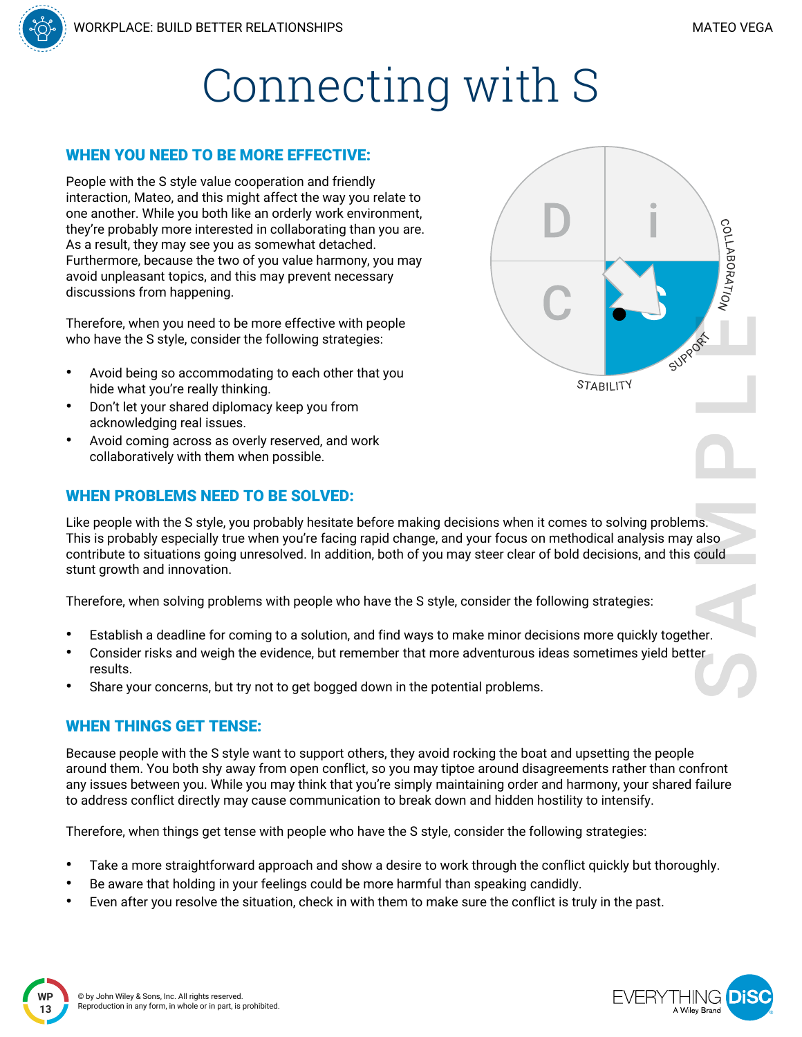# Connecting with S

## WHEN YOU NEED TO BE MORE EFFECTIVE:

People with the S style value cooperation and friendly interaction, Mateo, and this might affect the way you relate to one another. While you both like an orderly work environment, they're probably more interested in collaborating than you are. As a result, they may see you as somewhat detached. Furthermore, because the two of you value harmony, you may avoid unpleasant topics, and this may prevent necessary discussions from happening.

Therefore, when you need to be more effective with people who have the S style, consider the following strategies:

- Avoid being so accommodating to each other that you hide what you're really thinking.
- Don't let your shared diplomacy keep you from acknowledging real issues.
- Avoid coming across as overly reserved, and work collaboratively with them when possible.

## WHEN PROBLEMS NEED TO BE SOLVED:

Like people with the S style, you probably hesitate before making decisions when it comes to solving problems. This is probably especially true when you're facing rapid change, and your focus on methodical analysis may also contribute to situations going unresolved. In addition, both of you may steer clear of bold decisions, and this could stunt growth and innovation.

Therefore, when solving problems with people who have the S style, consider the following strategies:

- Establish a deadline for coming to a solution, and find ways to make minor decisions more quickly together.
- Consider risks and weigh the evidence, but remember that more adventurous ideas sometimes yield better results.
- Share your concerns, but try not to get bogged down in the potential problems.

## WHEN THINGS GET TENSE:

Because people with the S style want to support others, they avoid rocking the boat and upsetting the people around them. You both shy away from open conflict, so you may tiptoe around disagreements rather than confront any issues between you. While you may think that you're simply maintaining order and harmony, your shared failure to address conflict directly may cause communication to break down and hidden hostility to intensify.

Therefore, when things get tense with people who have the S style, consider the following strategies:

- Take a more straightforward approach and show a desire to work through the conflict quickly but thoroughly.
- Be aware that holding in your feelings could be more harmful than speaking candidly.
- Even after you resolve the situation, check in with them to make sure the conflict is truly in the past.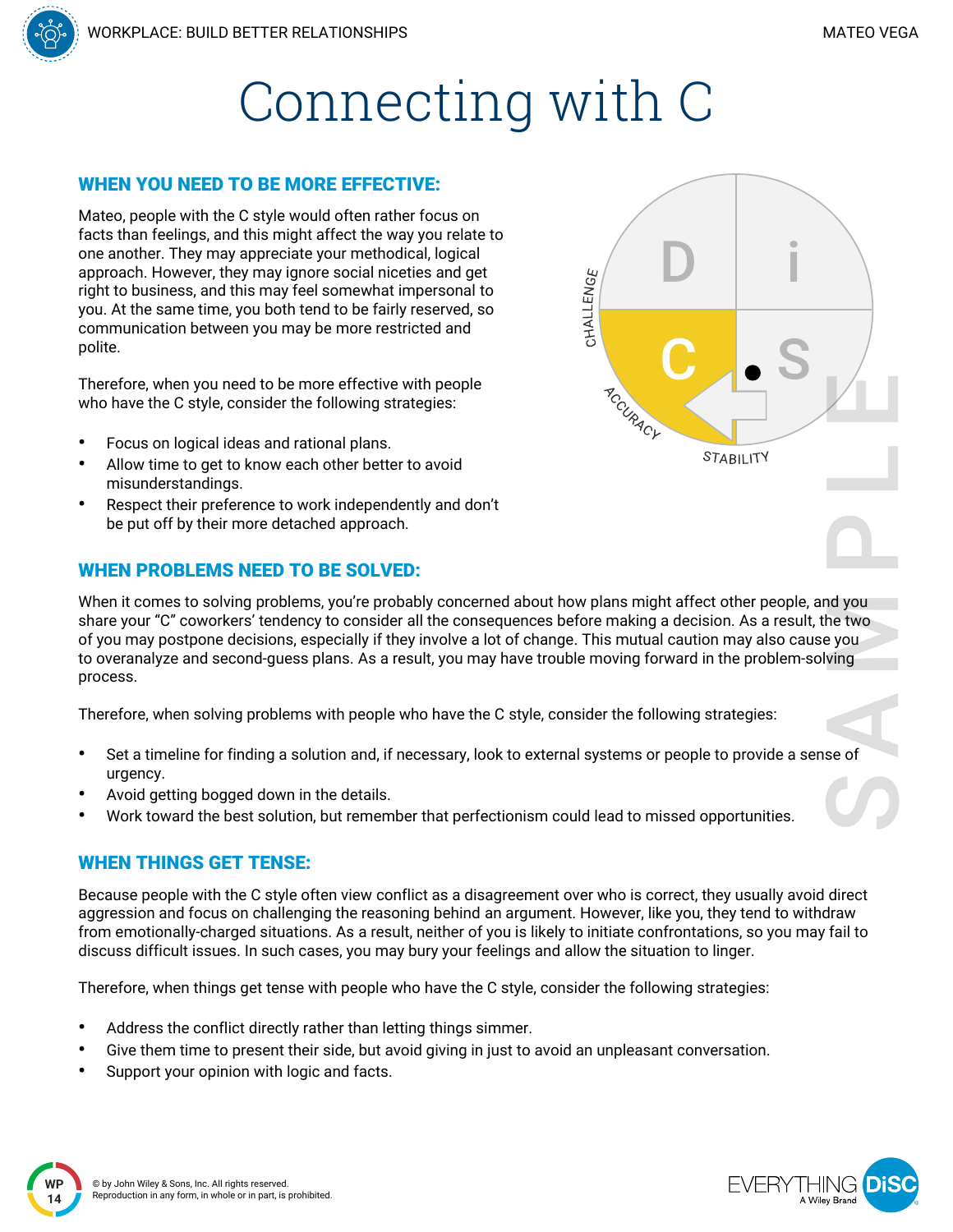# Connecting with C

## WHEN YOU NEED TO BE MORE EFFECTIVE:

Mateo, people with the C style would often rather focus on facts than feelings, and this might affect the way you relate to one another. They may appreciate your methodical, logical approach. However, they may ignore social niceties and get right to business, and this may feel somewhat impersonal to you. At the same time, you both tend to be fairly reserved, so communication between you may be more restricted and polite.

Therefore, when you need to be more effective with people who have the C style, consider the following strategies:

- Focus on logical ideas and rational plans.
- Allow time to get to know each other better to avoid misunderstandings.
- Respect their preference to work independently and don't be put off by their more detached approach.

## WHEN PROBLEMS NEED TO BE SOLVED:

When it comes to solving problems, you're probably concerned about how plans might affect other people, and you share your "C" coworkers' tendency to consider all the consequences before making a decision. As a result, the two of you may postpone decisions, especially if they involve a lot of change. This mutual caution may also cause you to overanalyze and second-guess plans. As a result, you may have trouble moving forward in the problem-solving process.

Therefore, when solving problems with people who have the C style, consider the following strategies:

- Set a timeline for finding a solution and, if necessary, look to external systems or people to provide a sense of urgency.
- Avoid getting bogged down in the details.
- Work toward the best solution, but remember that perfectionism could lead to missed opportunities.

## WHEN THINGS GET TENSE:

Because people with the C style often view conflict as a disagreement over who is correct, they usually avoid direct aggression and focus on challenging the reasoning behind an argument. However, like you, they tend to withdraw from emotionally-charged situations. As a result, neither of you is likely to initiate confrontations, so you may fail to discuss difficult issues. In such cases, you may bury your feelings and allow the situation to linger.

Therefore, when things get tense with people who have the C style, consider the following strategies:

- Address the conflict directly rather than letting things simmer.
- Give them time to present their side, but avoid giving in just to avoid an unpleasant conversation.
- Support your opinion with logic and facts.

© by John Wiley & Sons, Inc. All rights reserved.
Reproduction in any form, in whole or in part, is prohibited.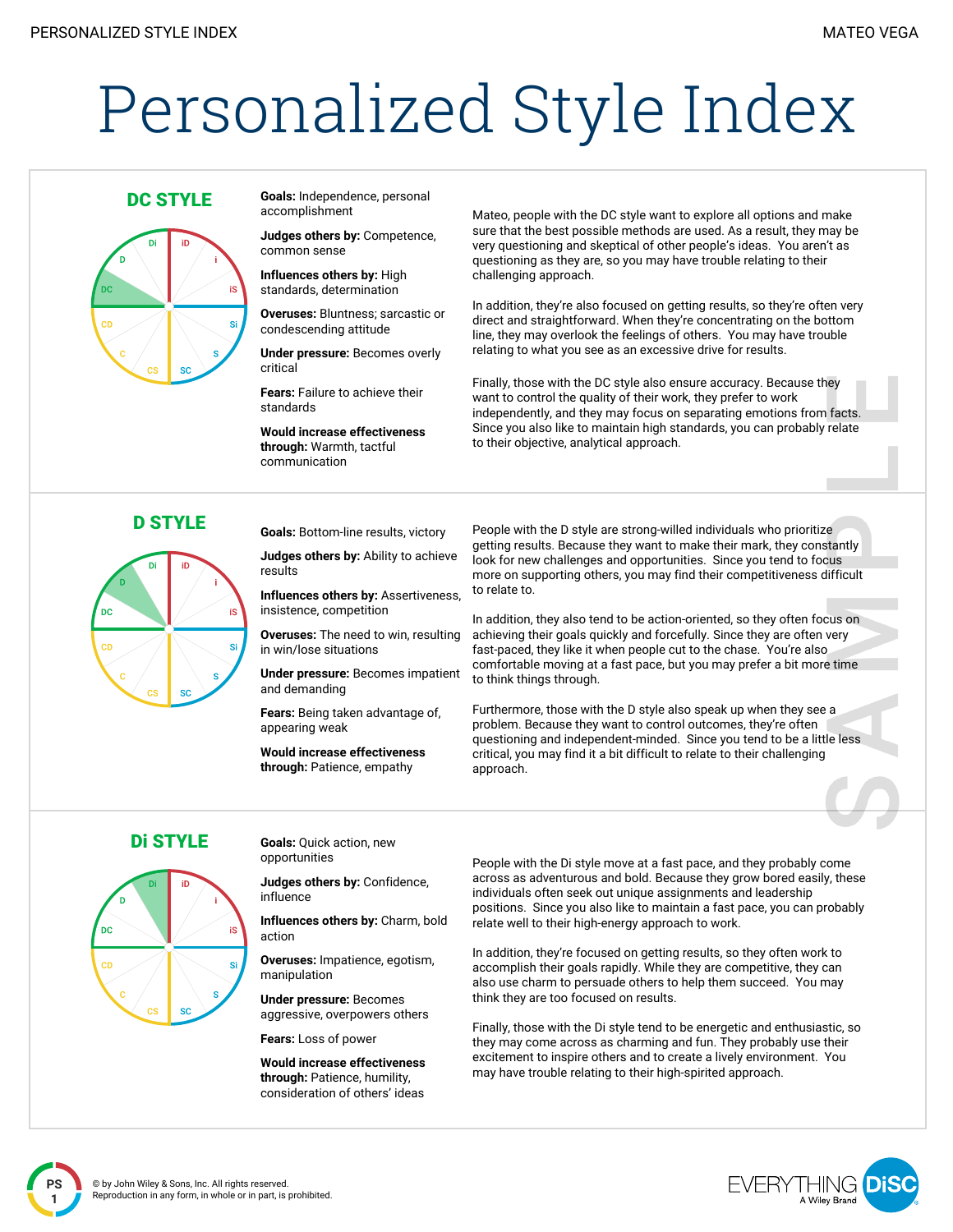# Personalized Style Index

## DC STYLE

**Goals:** Independence, personal accomplishment

**Judges others by:** Competence, common sense

**Influences others by:** High standards, determination

**Overuses:** Bluntness; sarcastic or condescending attitude

**Under pressure:** Becomes overly critical

**Fears:** Failure to achieve their standards

**Would increase effectiveness through:** Warmth, tactful communication

Mateo, people with the DC style want to explore all options and make sure that the best possible methods are used. As a result, they may be very questioning and skeptical of other people's ideas. You aren't as questioning as they are, so you may have trouble relating to their challenging approach.

In addition, they're also focused on getting results, so they're often very direct and straightforward. When they're concentrating on the bottom line, they may overlook the feelings of others. You may have trouble relating to what you see as an excessive drive for results.

Finally, those with the DC style also ensure accuracy. Because they want to control the quality of their work, they prefer to work independently, and they may focus on separating emotions from facts. Since you also like to maintain high standards, you can probably relate to their objective, analytical approach.

## D STYLE

**Goals:** Bottom-line results, victory

**Judges others by:** Ability to achieve results

**Influences others by:** Assertiveness, insistence, competition

**Overuses:** The need to win, resulting in win/lose situations

**Under pressure:** Becomes impatient and demanding

**Fears:** Being taken advantage of, appearing weak

**Would increase effectiveness through:** Patience, empathy

People with the D style are strong-willed individuals who prioritize getting results. Because they want to make their mark, they constantly look for new challenges and opportunities. Since you tend to focus more on supporting others, you may find their competitiveness difficult to relate to.

In addition, they also tend to be action-oriented, so they often focus on achieving their goals quickly and forcefully. Since they are often very fast-paced, they like it when people cut to the chase. You're also comfortable moving at a fast pace, but you may prefer a bit more time to think things through.

Furthermore, those with the D style also speak up when they see a problem. Because they want to control outcomes, they're often questioning and independent-minded. Since you tend to be a little less critical, you may find it a bit difficult to relate to their challenging approach.

## Di STYLE

**Goals:** Quick action, new opportunities

**Judges others by:** Confidence, influence

**Influences others by:** Charm, bold action

**Overuses:** Impatience, egotism, manipulation

**Under pressure:** Becomes aggressive, overpowers others

**Fears:** Loss of power

**Would increase effectiveness through:** Patience, humility, consideration of others' ideas

People with the Di style move at a fast pace, and they probably come across as adventurous and bold. Because they grow bored easily, these individuals often seek out unique assignments and leadership positions. Since you also like to maintain a fast pace, you can probably relate well to their high-energy approach to work.

In addition, they're focused on getting results, so they often work to accomplish their goals rapidly. While they are competitive, they can also use charm to persuade others to help them succeed. You may think they are too focused on results.

Finally, those with the Di style tend to be energetic and enthusiastic, so they may come across as charming and fun. They probably use their excitement to inspire others and to create a lively environment. You may have trouble relating to their high-spirited approach.

© by John Wiley & Sons, Inc. All rights reserved.
Reproduction in any form, in whole or in part, is prohibited.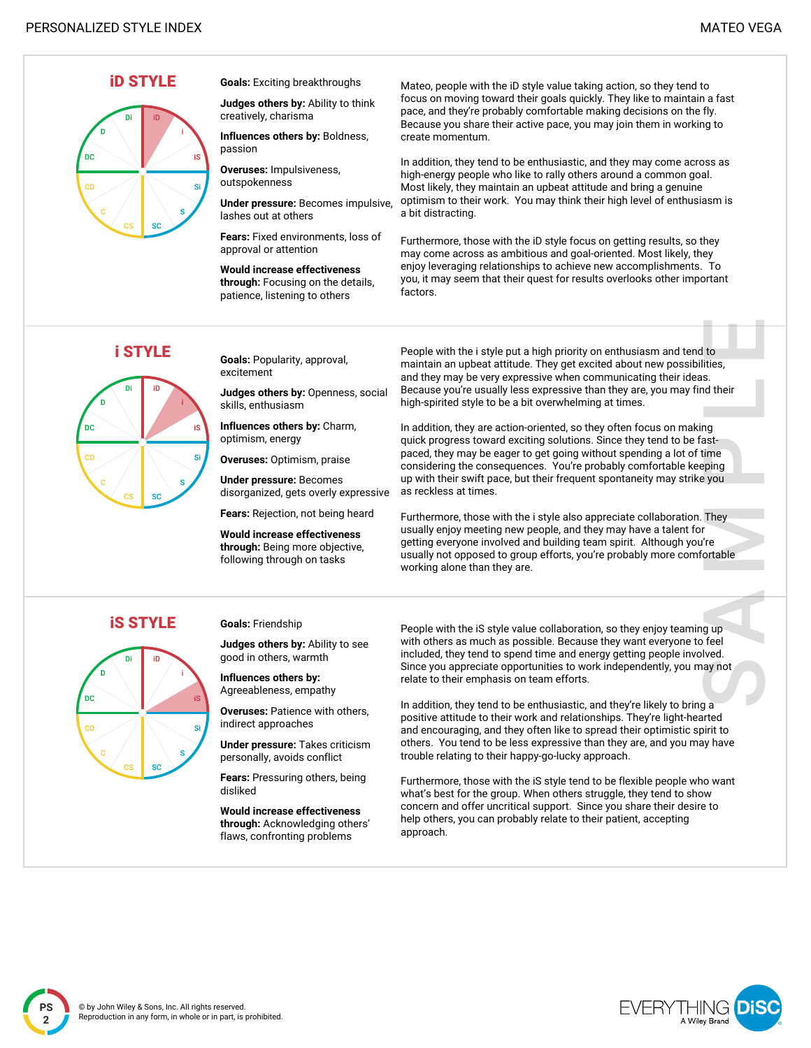## iD STYLE

**Goals:** Exciting breakthroughs

**Judges others by:** Ability to think creatively, charisma

**Influences others by:** Boldness, passion

**Overuses:** Impulsiveness, outspokenness

**Under pressure:** Becomes impulsive, lashes out at others

**Fears:** Fixed environments, loss of approval or attention

**Would increase effectiveness through:** Focusing on the details, patience, listening to others

Mateo, people with the iD style value taking action, so they tend to focus on moving toward their goals quickly. They like to maintain a fast pace, and they're probably comfortable making decisions on the fly. Because you share their active pace, you may join them in working to create momentum.

In addition, they tend to be enthusiastic, and they may come across as high-energy people who like to rally others around a common goal. Most likely, they maintain an upbeat attitude and bring a genuine optimism to their work. You may think their high level of enthusiasm is a bit distracting.

Furthermore, those with the iD style focus on getting results, so they may come across as ambitious and goal-oriented. Most likely, they enjoy leveraging relationships to achieve new accomplishments. To you, it may seem that their quest for results overlooks other important factors.

## i STYLE

**Goals:** Popularity, approval, excitement

**Judges others by:** Openness, social skills, enthusiasm

**Influences others by:** Charm, optimism, energy

**Overuses:** Optimism, praise

**Under pressure:** Becomes disorganized, gets overly expressive

**Fears:** Rejection, not being heard

**Would increase effectiveness through:** Being more objective, following through on tasks

People with the i style put a high priority on enthusiasm and tend to maintain an upbeat attitude. They get excited about new possibilities, and they may be very expressive when communicating their ideas. Because you're usually less expressive than they are, you may find their high-spirited style to be a bit overwhelming at times.

In addition, they are action-oriented, so they often focus on making quick progress toward exciting solutions. Since they tend to be fast-paced, they may be eager to get going without spending a lot of time considering the consequences. You're probably comfortable keeping up with their swift pace, but their frequent spontaneity may strike you as reckless at times.

Furthermore, those with the i style also appreciate collaboration. They usually enjoy meeting new people, and they may have a talent for getting everyone involved and building team spirit. Although you're usually not opposed to group efforts, you're probably more comfortable working alone than they are.

## iS STYLE

**Goals:** Friendship

**Judges others by:** Ability to see good in others, warmth

**Influences others by:** Agreeableness, empathy

**Overuses:** Patience with others, indirect approaches

**Under pressure:** Takes criticism personally, avoids conflict

**Fears:** Pressuring others, being disliked

**Would increase effectiveness through:** Acknowledging others' flaws, confronting problems

People with the iS style value collaboration, so they enjoy teaming up with others as much as possible. Because they want everyone to feel included, they tend to spend time and energy getting people involved. Since you appreciate opportunities to work independently, you may not relate to their emphasis on team efforts.

In addition, they tend to be enthusiastic, and they're likely to bring a positive attitude to their work and relationships. They're light-hearted and encouraging, and they often like to spread their optimistic spirit to others. You tend to be less expressive than they are, and you may have trouble relating to their happy-go-lucky approach.

Furthermore, those with the iS style tend to be flexible people who want what's best for the group. When others struggle, they tend to show concern and offer uncritical support. Since you share their desire to help others, you can probably relate to their patient, accepting approach.

© by John Wiley & Sons, Inc. All rights reserved.
Reproduction in any form, in whole or in part, is prohibited.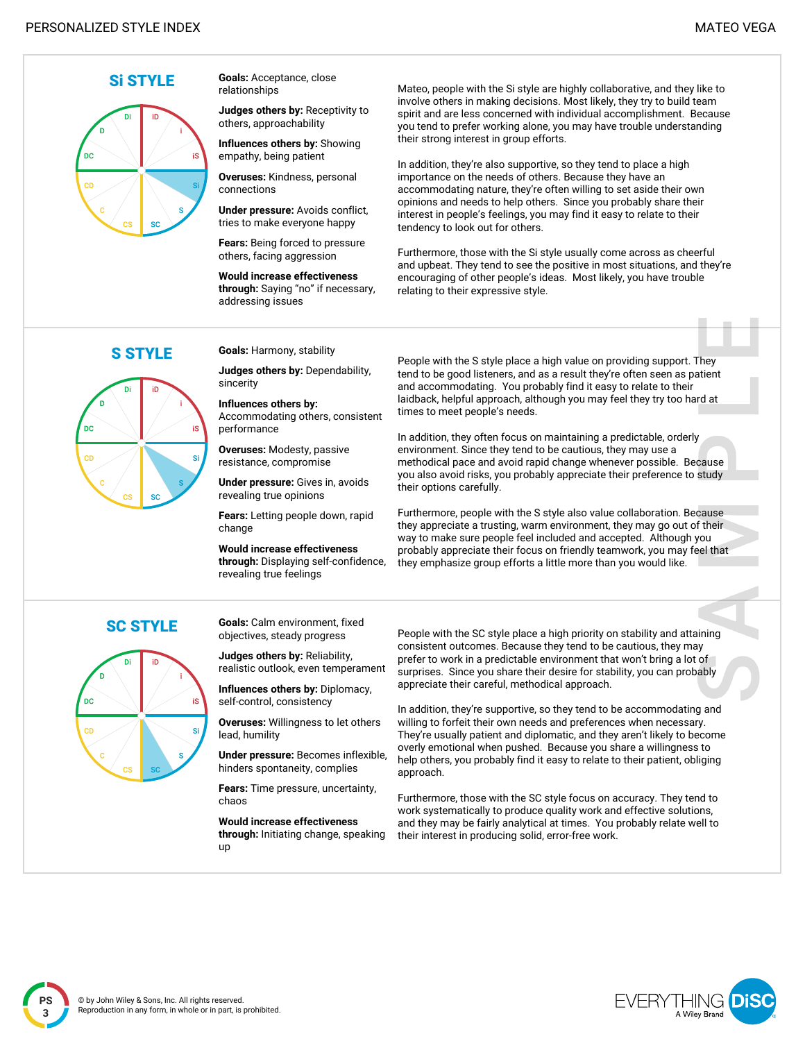## Si STYLE

**Goals:** Acceptance, close relationships

**Judges others by:** Receptivity to others, approachability

**Influences others by:** Showing empathy, being patient

**Overuses:** Kindness, personal connections

**Under pressure:** Avoids conflict, tries to make everyone happy

**Fears:** Being forced to pressure others, facing aggression

**Would increase effectiveness through:** Saying "no" if necessary, addressing issues

Mateo, people with the Si style are highly collaborative, and they like to involve others in making decisions. Most likely, they try to build team spirit and are less concerned with individual accomplishment. Because you tend to prefer working alone, you may have trouble understanding their strong interest in group efforts.

In addition, they're also supportive, so they tend to place a high importance on the needs of others. Because they have an accommodating nature, they're often willing to set aside their own opinions and needs to help others. Since you probably share their interest in people's feelings, you may find it easy to relate to their tendency to look out for others.

Furthermore, those with the Si style usually come across as cheerful and upbeat. They tend to see the positive in most situations, and they're encouraging of other people's ideas. Most likely, you have trouble relating to their expressive style.

## S STYLE

**Goals:** Harmony, stability

**Judges others by:** Dependability, sincerity

**Influences others by:** Accommodating others, consistent performance

**Overuses:** Modesty, passive resistance, compromise

**Under pressure:** Gives in, avoids revealing true opinions

**Fears:** Letting people down, rapid change

**Would increase effectiveness through:** Displaying self-confidence, revealing true feelings

People with the S style place a high value on providing support. They tend to be good listeners, and as a result they're often seen as patient and accommodating. You probably find it easy to relate to their laidback, helpful approach, although you may feel they try too hard at times to meet people's needs.

In addition, they often focus on maintaining a predictable, orderly environment. Since they tend to be cautious, they may use a methodical pace and avoid rapid change whenever possible. Because you also avoid risks, you probably appreciate their preference to study their options carefully.

Furthermore, people with the S style also value collaboration. Because they appreciate a trusting, warm environment, they may go out of their way to make sure people feel included and accepted. Although you probably appreciate their focus on friendly teamwork, you may feel that they emphasize group efforts a little more than you would like.

## SC STYLE

**Goals:** Calm environment, fixed objectives, steady progress

**Judges others by:** Reliability, realistic outlook, even temperament

**Influences others by:** Diplomacy, self-control, consistency

**Overuses:** Willingness to let others lead, humility

**Under pressure:** Becomes inflexible, hinders spontaneity, complies

**Fears:** Time pressure, uncertainty, chaos

**Would increase effectiveness through:** Initiating change, speaking up

People with the SC style place a high priority on stability and attaining consistent outcomes. Because they tend to be cautious, they may prefer to work in a predictable environment that won't bring a lot of surprises. Since you share their desire for stability, you can probably appreciate their careful, methodical approach.

In addition, they're supportive, so they tend to be accommodating and willing to forfeit their own needs and preferences when necessary. They're usually patient and diplomatic, and they aren't likely to become overly emotional when pushed. Because you share a willingness to help others, you probably find it easy to relate to their patient, obliging approach.

Furthermore, those with the SC style focus on accuracy. They tend to work systematically to produce quality work and effective solutions, and they may be fairly analytical at times. You probably relate well to their interest in producing solid, error-free work.

© by John Wiley & Sons, Inc. All rights reserved.
Reproduction in any form, in whole or in part, is prohibited.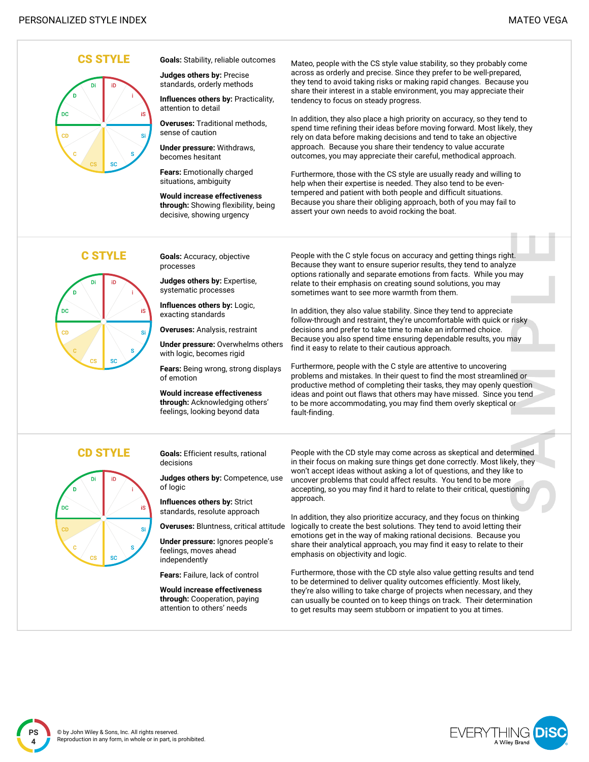## CS STYLE

Di
iD
D
i
DC
iS
CD
Si
C
S
CS
SC

**Goals:** Stability, reliable outcomes

**Judges others by:** Precise standards, orderly methods

**Influences others by:** Practicality, attention to detail

**Overuses:** Traditional methods, sense of caution

**Under pressure:** Withdraws, becomes hesitant

**Fears:** Emotionally charged situations, ambiguity

**Would increase effectiveness through:** Showing flexibility, being decisive, showing urgency

Mateo, people with the CS style value stability, so they probably come across as orderly and precise. Since they prefer to be well-prepared, they tend to avoid taking risks or making rapid changes. Because you share their interest in a stable environment, you may appreciate their tendency to focus on steady progress.

In addition, they also place a high priority on accuracy, so they tend to spend time refining their ideas before moving forward. Most likely, they rely on data before making decisions and tend to take an objective approach. Because you share their tendency to value accurate outcomes, you may appreciate their careful, methodical approach.

Furthermore, those with the CS style are usually ready and willing to help when their expertise is needed. They also tend to be even-tempered and patient with both people and difficult situations. Because you share their obliging approach, both of you may fail to assert your own needs to avoid rocking the boat.

## C STYLE

Di
iD
D
i
DC
iS
CD
Si
C
S
CS
SC

**Goals:** Accuracy, objective processes

**Judges others by:** Expertise, systematic processes

**Influences others by:** Logic, exacting standards

**Overuses:** Analysis, restraint

**Under pressure:** Overwhelms others with logic, becomes rigid

**Fears:** Being wrong, strong displays of emotion

**Would increase effectiveness through:** Acknowledging others' feelings, looking beyond data

People with the C style focus on accuracy and getting things right. Because they want to ensure superior results, they tend to analyze options rationally and separate emotions from facts. While you may relate to their emphasis on creating sound solutions, you may sometimes want to see more warmth from them.

In addition, they also value stability. Since they tend to appreciate follow-through and restraint, they're uncomfortable with quick or risky decisions and prefer to take time to make an informed choice. Because you also spend time ensuring dependable results, you may find it easy to relate to their cautious approach.

Furthermore, people with the C style are attentive to uncovering problems and mistakes. In their quest to find the most streamlined or productive method of completing their tasks, they may openly question ideas and point out flaws that others may have missed. Since you tend to be more accommodating, you may find them overly skeptical or fault-finding.

## CD STYLE

Di
iD
D
i
DC
iS
CD
Si
C
S
CS
SC

**Goals:** Efficient results, rational decisions

**Judges others by:** Competence, use of logic

**Influences others by:** Strict standards, resolute approach

**Overuses:** Bluntness, critical attitude

**Under pressure:** Ignores people's feelings, moves ahead independently

**Fears:** Failure, lack of control

**Would increase effectiveness through:** Cooperation, paying attention to others' needs

People with the CD style may come across as skeptical and determined in their focus on making sure things get done correctly. Most likely, they won't accept ideas without asking a lot of questions, and they like to uncover problems that could affect results. You tend to be more accepting, so you may find it hard to relate to their critical, questioning approach.

In addition, they also prioritize accuracy, and they focus on thinking logically to create the best solutions. They tend to avoid letting their emotions get in the way of making rational decisions. Because you share their analytical approach, you may find it easy to relate to their emphasis on objectivity and logic.

Furthermore, those with the CD style also value getting results and tend to be determined to deliver quality outcomes efficiently. Most likely, they're also willing to take charge of projects when necessary, and they can usually be counted on to keep things on track. Their determination to get results may seem stubborn or impatient to you at times.

© by John Wiley & Sons, Inc. All rights reserved.
Reproduction in any form, in whole or in part, is prohibited.